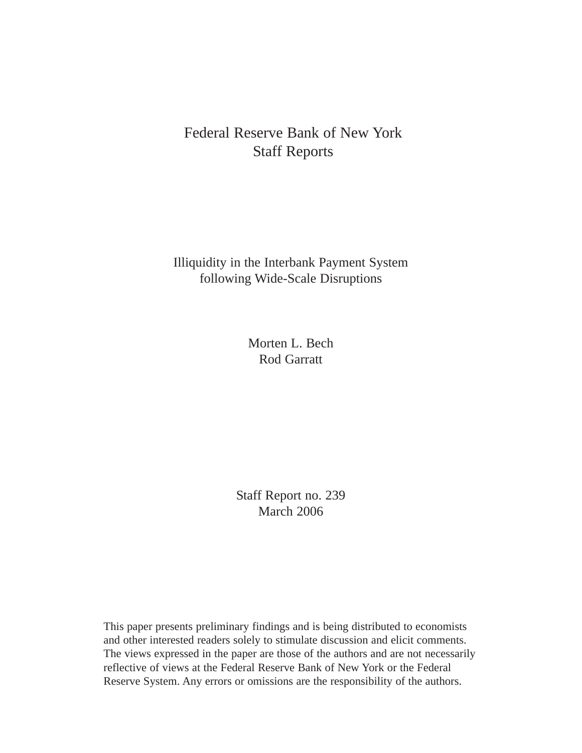Federal Reserve Bank of New York
Staff Reports

# Illiquidity in the Interbank Payment System following Wide-Scale Disruptions

Morten L. Bech
Rod Garratt

Staff Report no. 239
March 2006

This paper presents preliminary findings and is being distributed to economists and other interested readers solely to stimulate discussion and elicit comments. The views expressed in the paper are those of the authors and are not necessarily reflective of views at the Federal Reserve Bank of New York or the Federal Reserve System. Any errors or omissions are the responsibility of the authors.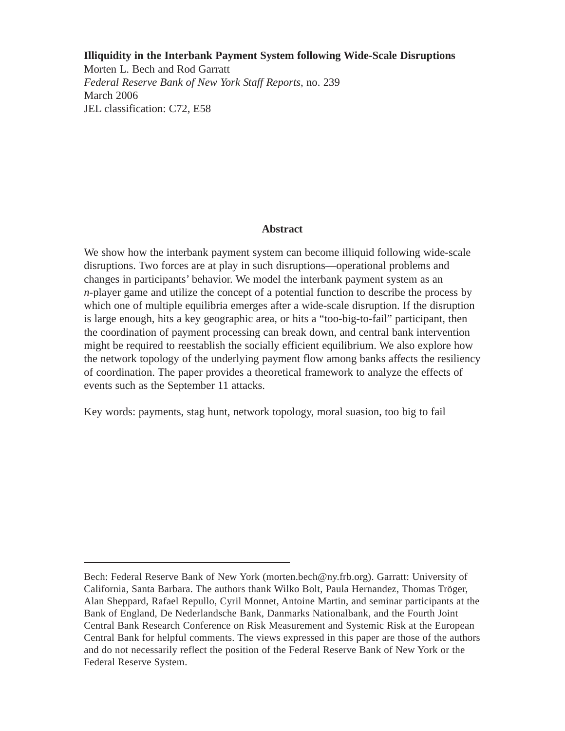**Illiquidity in the Interbank Payment System following Wide-Scale Disruptions**
Morten L. Bech and Rod Garratt
*Federal Reserve Bank of New York Staff Reports*, no. 239
March 2006
JEL classification: C72, E58

## Abstract

We show how the interbank payment system can become illiquid following wide-scale disruptions. Two forces are at play in such disruptions—operational problems and changes in participants' behavior. We model the interbank payment system as an *n*-player game and utilize the concept of a potential function to describe the process by which one of multiple equilibria emerges after a wide-scale disruption. If the disruption is large enough, hits a key geographic area, or hits a "too-big-to-fail" participant, then the coordination of payment processing can break down, and central bank intervention might be required to reestablish the socially efficient equilibrium. We also explore how the network topology of the underlying payment flow among banks affects the resiliency of coordination. The paper provides a theoretical framework to analyze the effects of events such as the September 11 attacks.

Key words: payments, stag hunt, network topology, moral suasion, too big to fail

---

Bech: Federal Reserve Bank of New York (morten.bech@ny.frb.org). Garratt: University of California, Santa Barbara. The authors thank Wilko Bolt, Paula Hernandez, Thomas Tröger, Alan Sheppard, Rafael Repullo, Cyril Monnet, Antoine Martin, and seminar participants at the Bank of England, De Nederlandsche Bank, Danmarks Nationalbank, and the Fourth Joint Central Bank Research Conference on Risk Measurement and Systemic Risk at the European Central Bank for helpful comments. The views expressed in this paper are those of the authors and do not necessarily reflect the position of the Federal Reserve Bank of New York or the Federal Reserve System.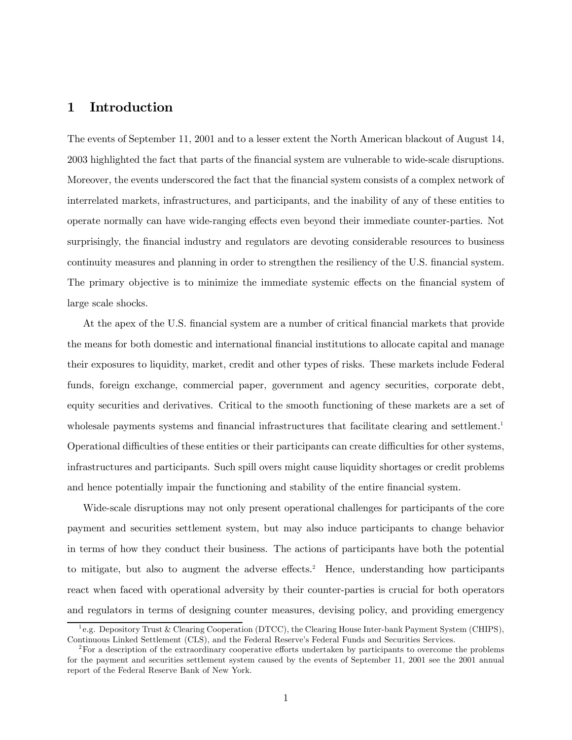# 1 Introduction

The events of September 11, 2001 and to a lesser extent the North American blackout of August 14, 2003 highlighted the fact that parts of the financial system are vulnerable to wide-scale disruptions. Moreover, the events underscored the fact that the financial system consists of a complex network of interrelated markets, infrastructures, and participants, and the inability of any of these entities to operate normally can have wide-ranging effects even beyond their immediate counter-parties. Not surprisingly, the financial industry and regulators are devoting considerable resources to business continuity measures and planning in order to strengthen the resiliency of the U.S. financial system. The primary objective is to minimize the immediate systemic effects on the financial system of large scale shocks.

At the apex of the U.S. financial system are a number of critical financial markets that provide the means for both domestic and international financial institutions to allocate capital and manage their exposures to liquidity, market, credit and other types of risks. These markets include Federal funds, foreign exchange, commercial paper, government and agency securities, corporate debt, equity securities and derivatives. Critical to the smooth functioning of these markets are a set of wholesale payments systems and financial infrastructures that facilitate clearing and settlement.[1] Operational difficulties of these entities or their participants can create difficulties for other systems, infrastructures and participants. Such spill overs might cause liquidity shortages or credit problems and hence potentially impair the functioning and stability of the entire financial system.

Wide-scale disruptions may not only present operational challenges for participants of the core payment and securities settlement system, but may also induce participants to change behavior in terms of how they conduct their business. The actions of participants have both the potential to mitigate, but also to augment the adverse effects.[2] Hence, understanding how participants react when faced with operational adversity by their counter-parties is crucial for both operators and regulators in terms of designing counter measures, devising policy, and providing emergency

[1] e.g. Depository Trust & Clearing Cooperation (DTCC), the Clearing House Inter-bank Payment System (CHIPS), Continuous Linked Settlement (CLS), and the Federal Reserve's Federal Funds and Securities Services.

[2] For a description of the extraordinary cooperative efforts undertaken by participants to overcome the problems for the payment and securities settlement system caused by the events of September 11, 2001 see the 2001 annual report of the Federal Reserve Bank of New York.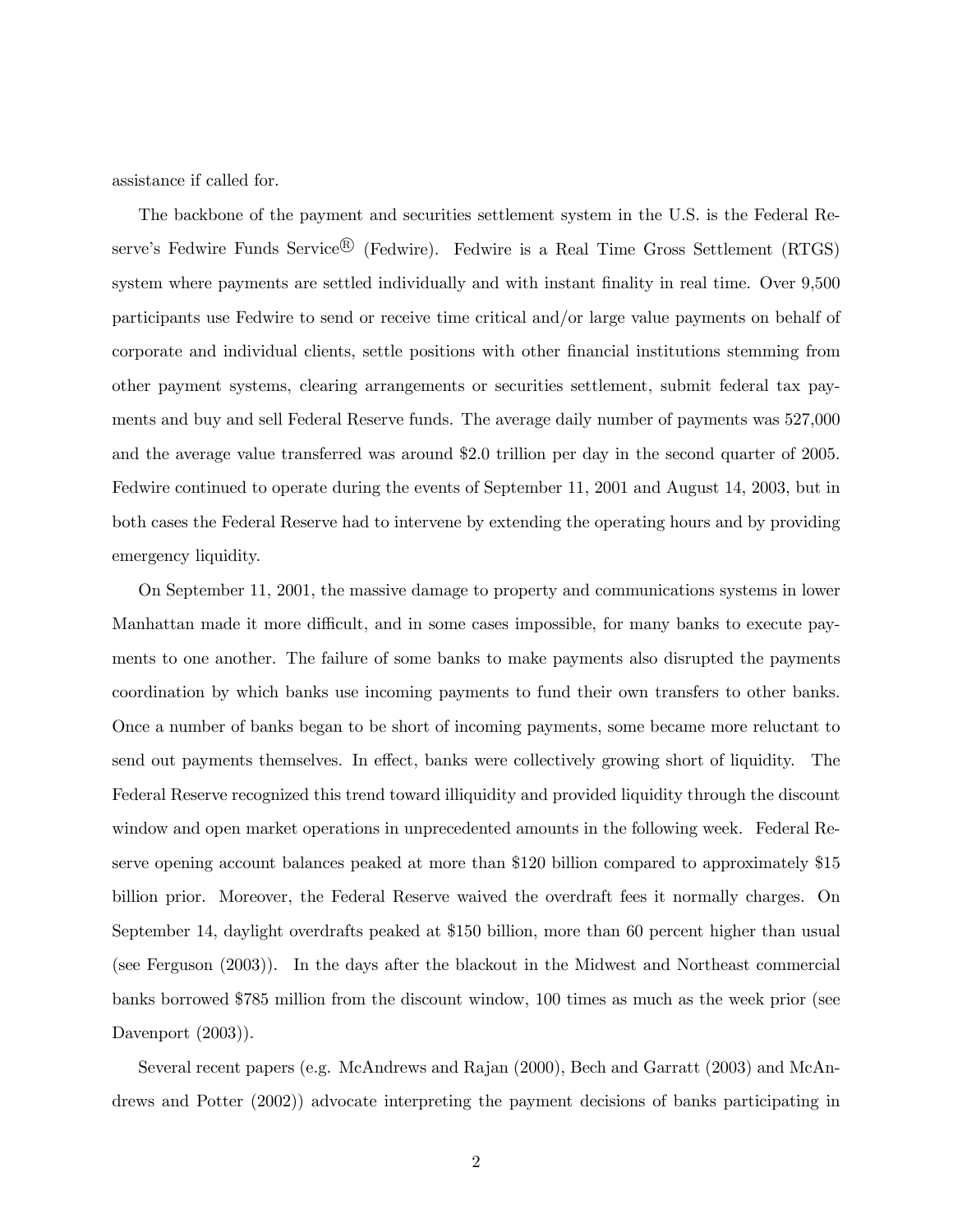assistance if called for.

The backbone of the payment and securities settlement system in the U.S. is the Federal Reserve's Fedwire Funds Service® (Fedwire). Fedwire is a Real Time Gross Settlement (RTGS) system where payments are settled individually and with instant finality in real time. Over 9,500 participants use Fedwire to send or receive time critical and/or large value payments on behalf of corporate and individual clients, settle positions with other financial institutions stemming from other payment systems, clearing arrangements or securities settlement, submit federal tax payments and buy and sell Federal Reserve funds. The average daily number of payments was 527,000 and the average value transferred was around $2.0 trillion per day in the second quarter of 2005. Fedwire continued to operate during the events of September 11, 2001 and August 14, 2003, but in both cases the Federal Reserve had to intervene by extending the operating hours and by providing emergency liquidity.

On September 11, 2001, the massive damage to property and communications systems in lower Manhattan made it more difficult, and in some cases impossible, for many banks to execute payments to one another. The failure of some banks to make payments also disrupted the payments coordination by which banks use incoming payments to fund their own transfers to other banks. Once a number of banks began to be short of incoming payments, some became more reluctant to send out payments themselves. In effect, banks were collectively growing short of liquidity. The Federal Reserve recognized this trend toward illiquidity and provided liquidity through the discount window and open market operations in unprecedented amounts in the following week. Federal Reserve opening account balances peaked at more than $120 billion compared to approximately $15 billion prior. Moreover, the Federal Reserve waived the overdraft fees it normally charges. On September 14, daylight overdrafts peaked at $150 billion, more than 60 percent higher than usual (see Ferguson (2003)). In the days after the blackout in the Midwest and Northeast commercial banks borrowed $785 million from the discount window, 100 times as much as the week prior (see Davenport (2003)).

Several recent papers (e.g. McAndrews and Rajan (2000), Bech and Garratt (2003) and McAndrews and Potter (2002)) advocate interpreting the payment decisions of banks participating in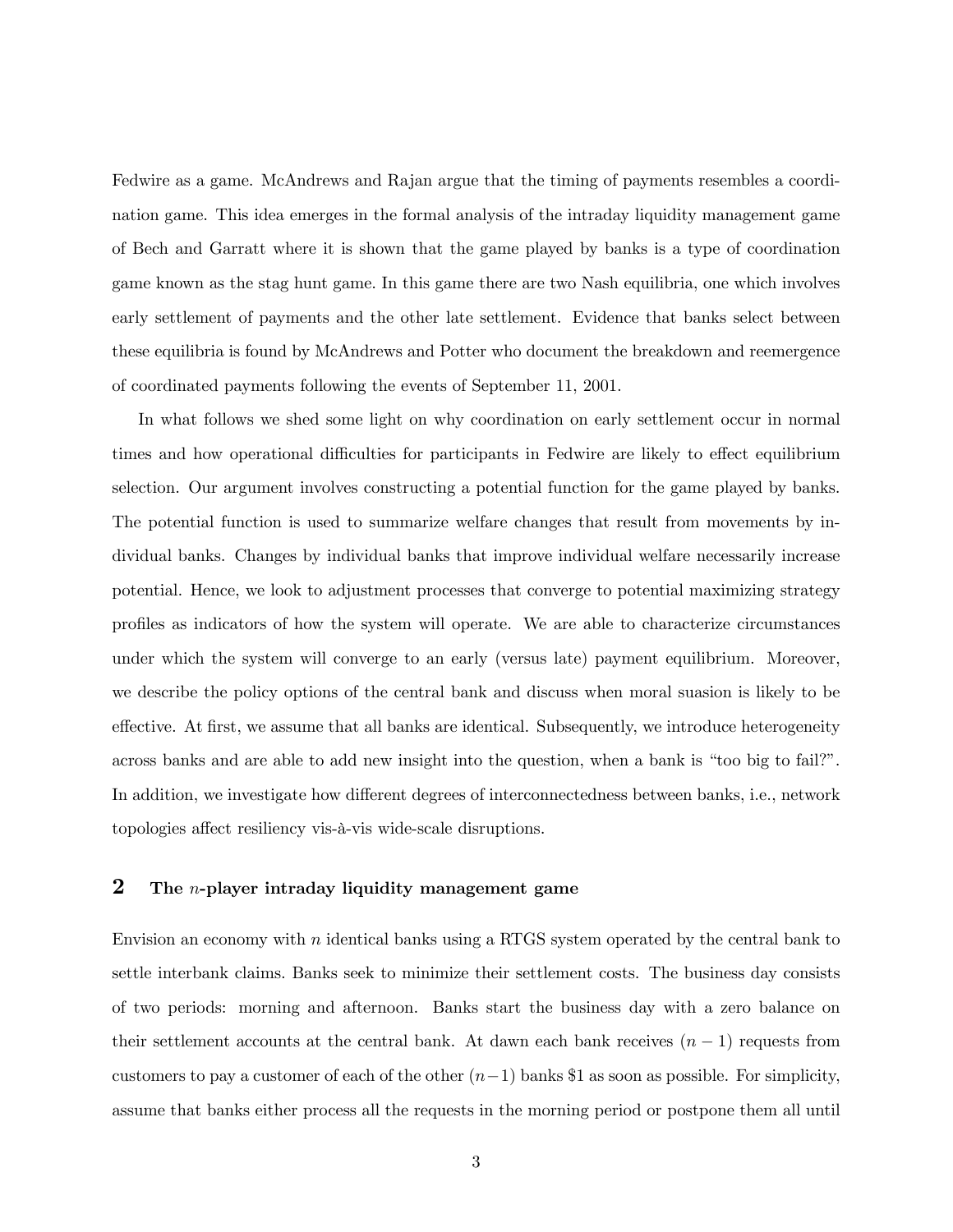Fedwire as a game. McAndrews and Rajan argue that the timing of payments resembles a coordination game. This idea emerges in the formal analysis of the intraday liquidity management game of Bech and Garratt where it is shown that the game played by banks is a type of coordination game known as the stag hunt game. In this game there are two Nash equilibria, one which involves early settlement of payments and the other late settlement. Evidence that banks select between these equilibria is found by McAndrews and Potter who document the breakdown and reemergence of coordinated payments following the events of September 11, 2001.

In what follows we shed some light on why coordination on early settlement occur in normal times and how operational difficulties for participants in Fedwire are likely to effect equilibrium selection. Our argument involves constructing a potential function for the game played by banks. The potential function is used to summarize welfare changes that result from movements by individual banks. Changes by individual banks that improve individual welfare necessarily increase potential. Hence, we look to adjustment processes that converge to potential maximizing strategy profiles as indicators of how the system will operate. We are able to characterize circumstances under which the system will converge to an early (versus late) payment equilibrium. Moreover, we describe the policy options of the central bank and discuss when moral suasion is likely to be effective. At first, we assume that all banks are identical. Subsequently, we introduce heterogeneity across banks and are able to add new insight into the question, when a bank is "too big to fail?". In addition, we investigate how different degrees of interconnectedness between banks, i.e., network topologies affect resiliency vis-à-vis wide-scale disruptions.

## 2 The $n$-player intraday liquidity management game

Envision an economy with $n$ identical banks using a RTGS system operated by the central bank to settle interbank claims. Banks seek to minimize their settlement costs. The business day consists of two periods: morning and afternoon. Banks start the business day with a zero balance on their settlement accounts at the central bank. At dawn each bank receives $(n-1)$ requests from customers to pay a customer of each of the other $(n-1)$ banks \$1 as soon as possible. For simplicity, assume that banks either process all the requests in the morning period or postpone them all until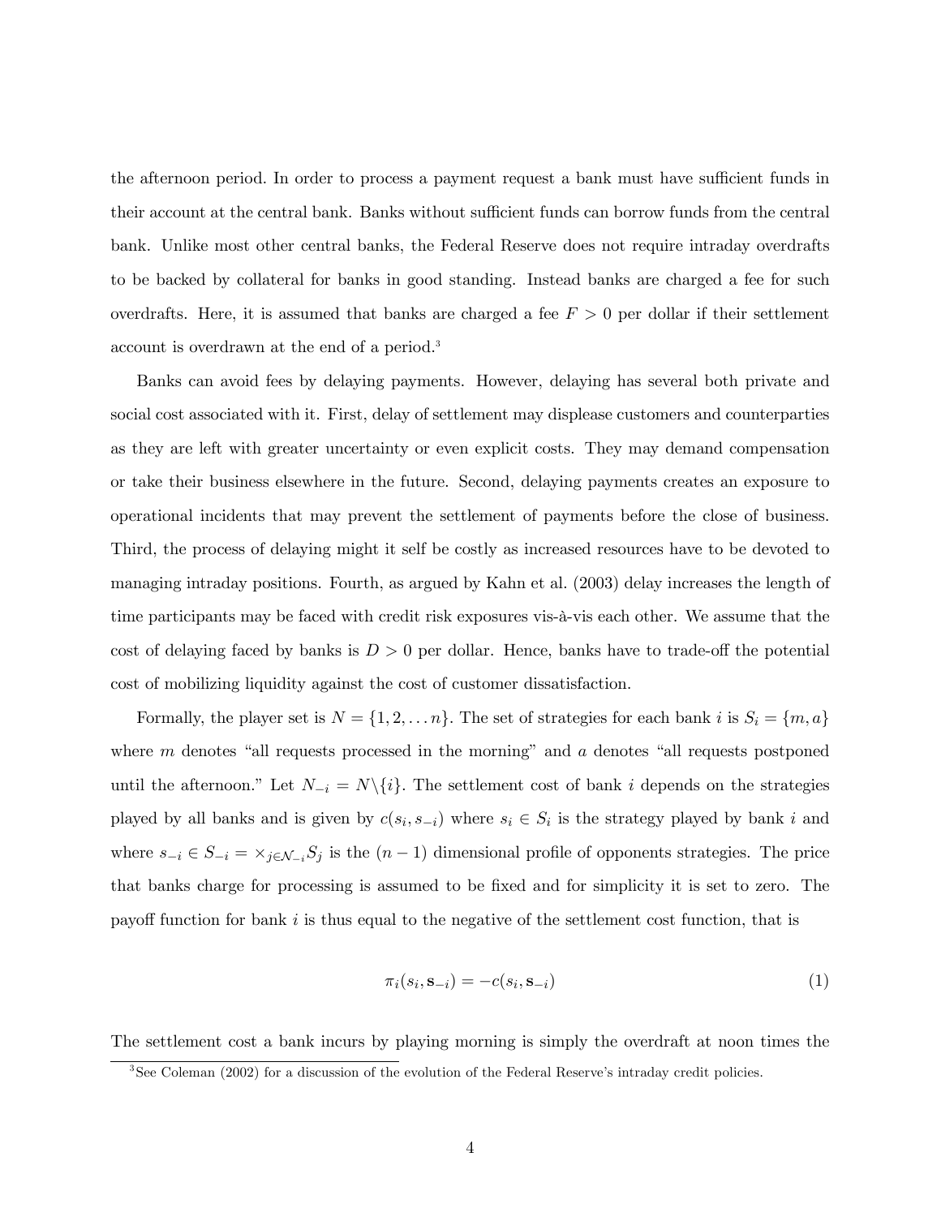the afternoon period. In order to process a payment request a bank must have sufficient funds in their account at the central bank. Banks without sufficient funds can borrow funds from the central bank. Unlike most other central banks, the Federal Reserve does not require intraday overdrafts to be backed by collateral for banks in good standing. Instead banks are charged a fee for such overdrafts. Here, it is assumed that banks are charged a fee $F > 0$ per dollar if their settlement account is overdrawn at the end of a period.[3]

Banks can avoid fees by delaying payments. However, delaying has several both private and social cost associated with it. First, delay of settlement may displease customers and counterparties as they are left with greater uncertainty or even explicit costs. They may demand compensation or take their business elsewhere in the future. Second, delaying payments creates an exposure to operational incidents that may prevent the settlement of payments before the close of business. Third, the process of delaying might it self be costly as increased resources have to be devoted to managing intraday positions. Fourth, as argued by Kahn et al. (2003) delay increases the length of time participants may be faced with credit risk exposures vis-à-vis each other. We assume that the cost of delaying faced by banks is $D > 0$ per dollar. Hence, banks have to trade-off the potential cost of mobilizing liquidity against the cost of customer dissatisfaction.

Formally, the player set is $N = \{1, 2, \ldots n\}$. The set of strategies for each bank $i$ is $S_i = \{m, a\}$ where $m$ denotes "all requests processed in the morning" and $a$ denotes "all requests postponed until the afternoon." Let $N_{-i} = N \backslash \{i\}$. The settlement cost of bank $i$ depends on the strategies played by all banks and is given by $c(s_i, s_{-i})$ where $s_i \in S_i$ is the strategy played by bank $i$ and where $s_{-i} \in S_{-i} = \times_{j \in \mathcal{N}_{-i}} S_j$ is the $(n-1)$ dimensional profile of opponents strategies. The price that banks charge for processing is assumed to be fixed and for simplicity it is set to zero. The payoff function for bank $i$ is thus equal to the negative of the settlement cost function, that is

$$\pi_i(s_i, \mathbf{s}_{-i}) = -c(s_i, \mathbf{s}_{-i}) \tag{1}$$

The settlement cost a bank incurs by playing morning is simply the overdraft at noon times the

[3] See Coleman (2002) for a discussion of the evolution of the Federal Reserve's intraday credit policies.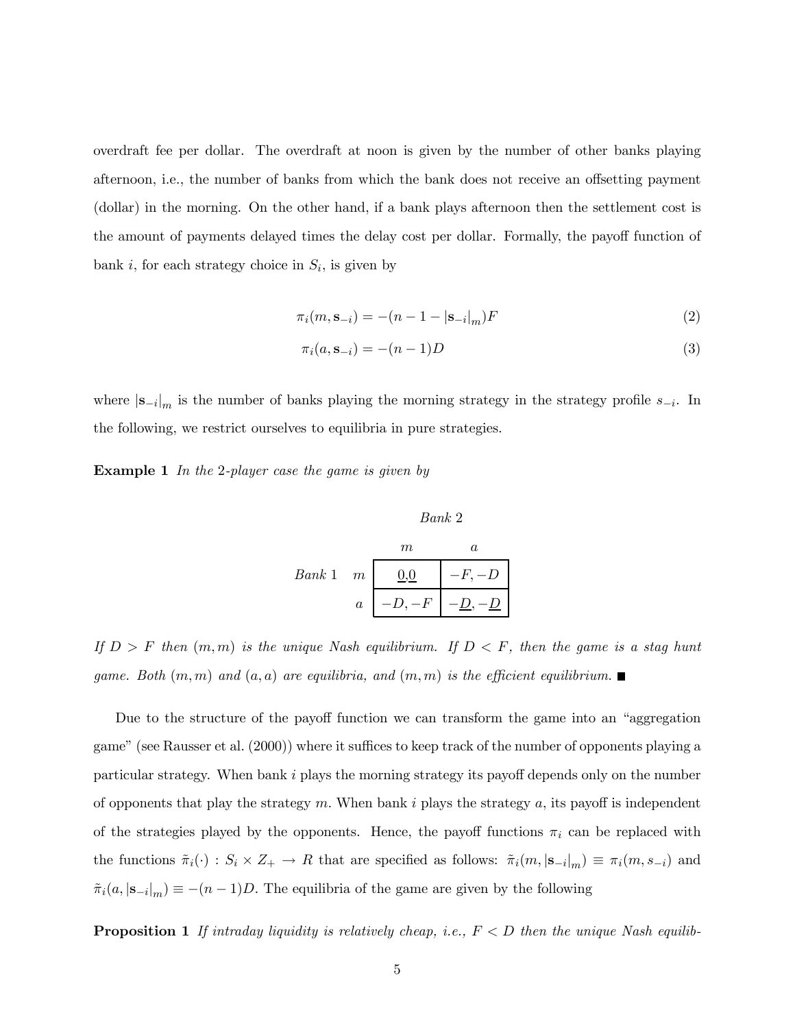overdraft fee per dollar. The overdraft at noon is given by the number of other banks playing afternoon, i.e., the number of banks from which the bank does not receive an offsetting payment (dollar) in the morning. On the other hand, if a bank plays afternoon then the settlement cost is the amount of payments delayed times the delay cost per dollar. Formally, the payoff function of bank $i$, for each strategy choice in $S_i$, is given by

$$\pi_i(m, \mathbf{s}_{-i}) = -(n - 1 - |\mathbf{s}_{-i}|_m)F \tag{2}$$

$$\pi_i(a, \mathbf{s}_{-i}) = -(n - 1)D \tag{3}$$

where $|\mathbf{s}_{-i}|_m$ is the number of banks playing the morning strategy in the strategy profile $s_{-i}$. In the following, we restrict ourselves to equilibria in pure strategies.

**Example 1** *In the 2-player case the game is given by*

| | | *Bank 2* | |
|---|---|---|---|
| | | $m$ | $a$ |
| *Bank 1* | $m$ | $\underline{0}, \underline{0}$ | $-F, -D$ |
| | $a$ | $-D, -F$ | $-\underline{D}, -\underline{D}$ |

*If $D > F$ then $(m, m)$ is the unique Nash equilibrium. If $D < F$, then the game is a stag hunt game. Both $(m, m)$ and $(a, a)$ are equilibria, and $(m, m)$ is the efficient equilibrium.* ■

Due to the structure of the payoff function we can transform the game into an "aggregation game" (see Rausser et al. (2000)) where it suffices to keep track of the number of opponents playing a particular strategy. When bank $i$ plays the morning strategy its payoff depends only on the number of opponents that play the strategy $m$. When bank $i$ plays the strategy $a$, its payoff is independent of the strategies played by the opponents. Hence, the payoff functions $\pi_i$ can be replaced with the functions $\tilde{\pi}_i(\cdot) : S_i \times Z_+ \to R$ that are specified as follows: $\tilde{\pi}_i(m, |\mathbf{s}_{-i}|_m) \equiv \pi_i(m, s_{-i})$ and $\tilde{\pi}_i(a, |\mathbf{s}_{-i}|_m) \equiv -(n-1)D$. The equilibria of the game are given by the following

**Proposition 1** *If intraday liquidity is relatively cheap, i.e., $F < D$ then the unique Nash equilib-*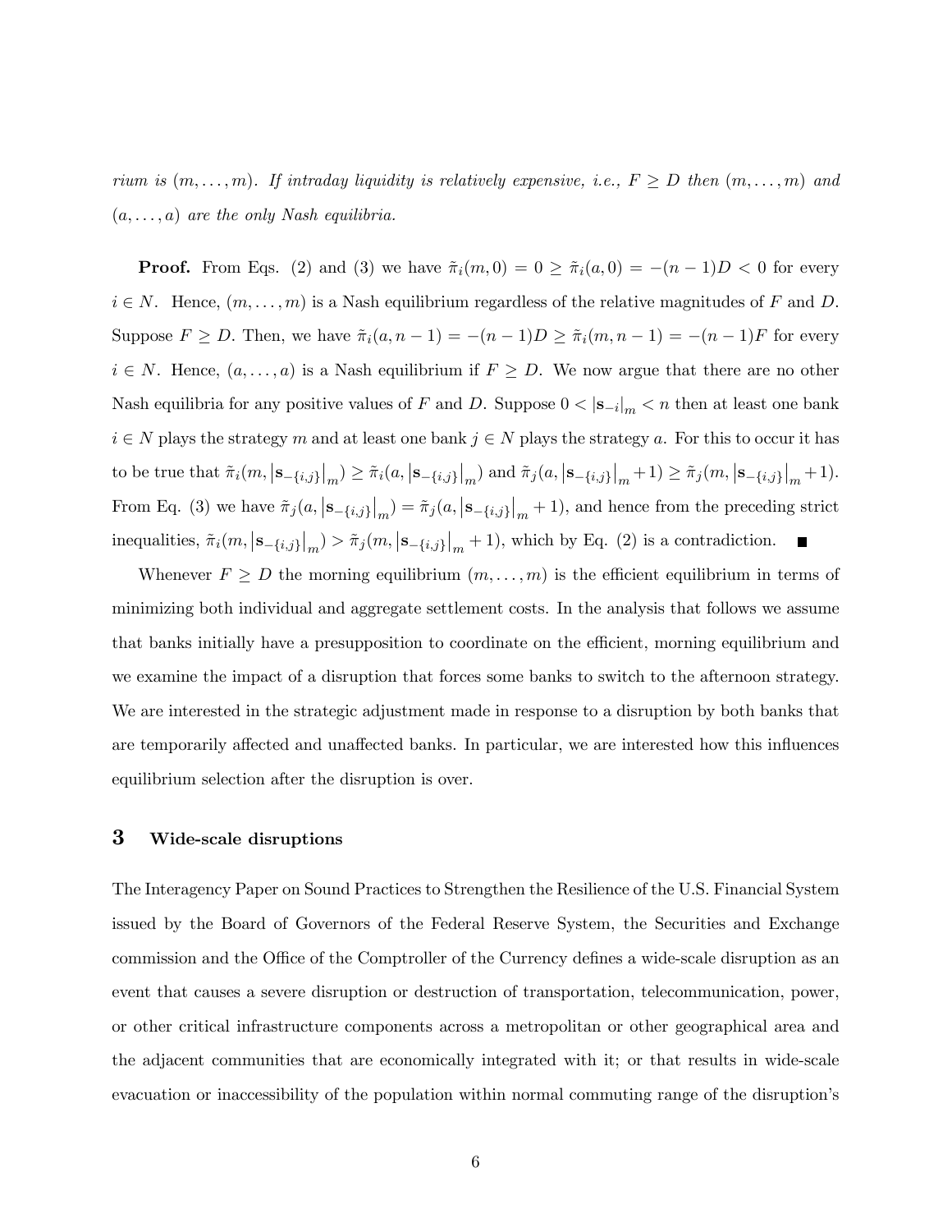*rium is $(m, \ldots, m)$. If intraday liquidity is relatively expensive, i.e., $F \geq D$ then $(m, \ldots, m)$ and $(a, \ldots, a)$ are the only Nash equilibria.*

**Proof.** From Eqs. (2) and (3) we have $\tilde{\pi}_i(m, 0) = 0 \geq \tilde{\pi}_i(a, 0) = -(n-1)D < 0$ for every $i \in N$. Hence, $(m, \ldots, m)$ is a Nash equilibrium regardless of the relative magnitudes of $F$ and $D$. Suppose $F \geq D$. Then, we have $\tilde{\pi}_i(a, n-1) = -(n-1)D \geq \tilde{\pi}_i(m, n-1) = -(n-1)F$ for every $i \in N$. Hence, $(a, \ldots, a)$ is a Nash equilibrium if $F \geq D$. We now argue that there are no other Nash equilibria for any positive values of $F$ and $D$. Suppose $0 < |\mathbf{s}_{-i}|_m < n$ then at least one bank $i \in N$ plays the strategy $m$ and at least one bank $j \in N$ plays the strategy $a$. For this to occur it has to be true that $\tilde{\pi}_i(m, |\mathbf{s}_{-\{i,j\}}|_m) \geq \tilde{\pi}_i(a, |\mathbf{s}_{-\{i,j\}}|_m)$ and $\tilde{\pi}_j(a, |\mathbf{s}_{-\{i,j\}}|_m + 1) \geq \tilde{\pi}_j(m, |\mathbf{s}_{-\{i,j\}}|_m + 1)$. From Eq. (3) we have $\tilde{\pi}_j(a, |\mathbf{s}_{-\{i,j\}}|_m) = \tilde{\pi}_j(a, |\mathbf{s}_{-\{i,j\}}|_m + 1)$, and hence from the preceding strict inequalities, $\tilde{\pi}_i(m, |\mathbf{s}_{-\{i,j\}}|_m) > \tilde{\pi}_j(m, |\mathbf{s}_{-\{i,j\}}|_m + 1)$, which by Eq. (2) is a contradiction. ■

Whenever $F \geq D$ the morning equilibrium $(m, \ldots, m)$ is the efficient equilibrium in terms of minimizing both individual and aggregate settlement costs. In the analysis that follows we assume that banks initially have a presupposition to coordinate on the efficient, morning equilibrium and we examine the impact of a disruption that forces some banks to switch to the afternoon strategy. We are interested in the strategic adjustment made in response to a disruption by both banks that are temporarily affected and unaffected banks. In particular, we are interested how this influences equilibrium selection after the disruption is over.

## 3 Wide-scale disruptions

The Interagency Paper on Sound Practices to Strengthen the Resilience of the U.S. Financial System issued by the Board of Governors of the Federal Reserve System, the Securities and Exchange commission and the Office of the Comptroller of the Currency defines a wide-scale disruption as an event that causes a severe disruption or destruction of transportation, telecommunication, power, or other critical infrastructure components across a metropolitan or other geographical area and the adjacent communities that are economically integrated with it; or that results in wide-scale evacuation or inaccessibility of the population within normal commuting range of the disruption's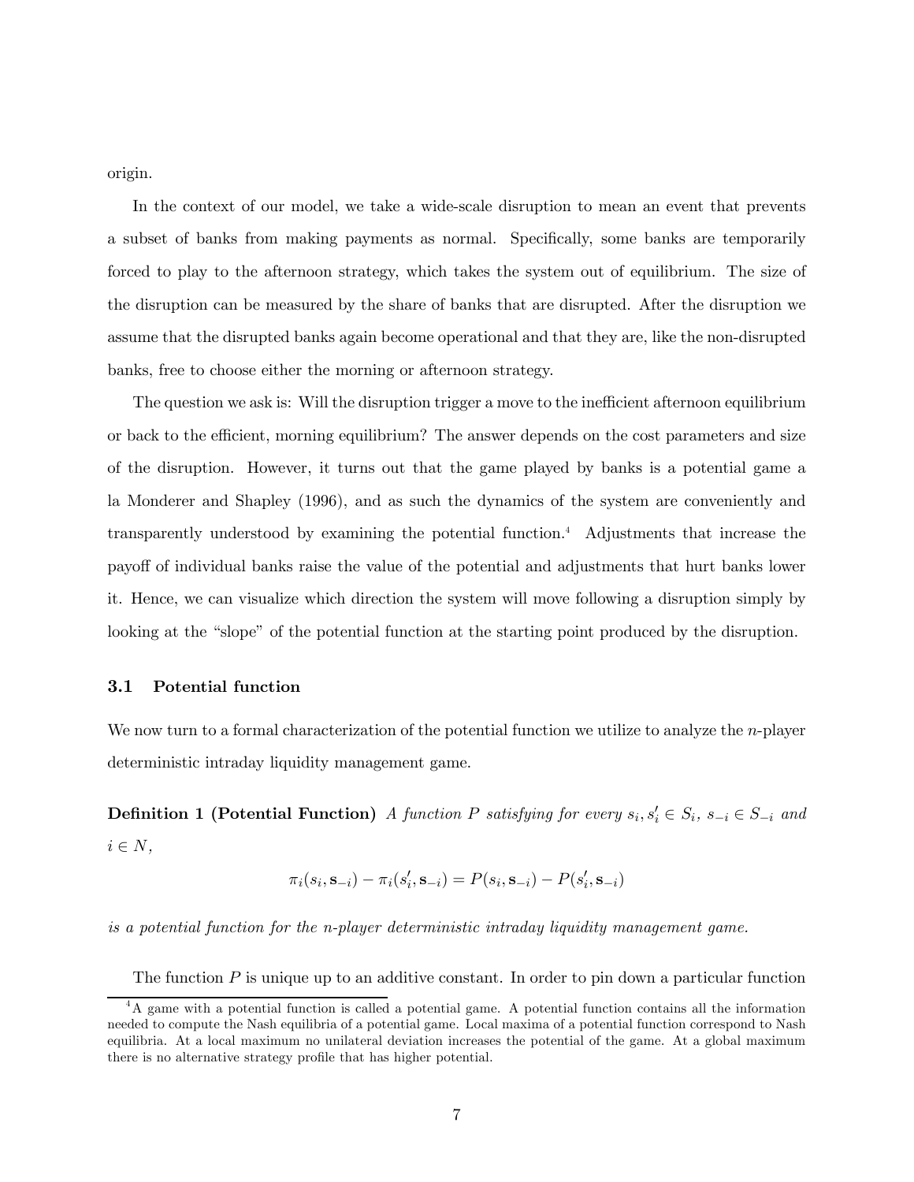origin.

In the context of our model, we take a wide-scale disruption to mean an event that prevents a subset of banks from making payments as normal. Specifically, some banks are temporarily forced to play to the afternoon strategy, which takes the system out of equilibrium. The size of the disruption can be measured by the share of banks that are disrupted. After the disruption we assume that the disrupted banks again become operational and that they are, like the non-disrupted banks, free to choose either the morning or afternoon strategy.

The question we ask is: Will the disruption trigger a move to the inefficient afternoon equilibrium or back to the efficient, morning equilibrium? The answer depends on the cost parameters and size of the disruption. However, it turns out that the game played by banks is a potential game a la Monderer and Shapley (1996), and as such the dynamics of the system are conveniently and transparently understood by examining the potential function.[4] Adjustments that increase the payoff of individual banks raise the value of the potential and adjustments that hurt banks lower it. Hence, we can visualize which direction the system will move following a disruption simply by looking at the "slope" of the potential function at the starting point produced by the disruption.

### 3.1 Potential function

We now turn to a formal characterization of the potential function we utilize to analyze the $n$-player deterministic intraday liquidity management game.

**Definition 1 (Potential Function)** *A function $P$ satisfying for every $s_i, s_i' \in S_i$, $s_{-i} \in S_{-i}$ and $i \in N$,*

$$\pi_i(s_i, \mathbf{s}_{-i}) - \pi_i(s_i', \mathbf{s}_{-i}) = P(s_i, \mathbf{s}_{-i}) - P(s_i', \mathbf{s}_{-i})$$

*is a potential function for the $n$-player deterministic intraday liquidity management game.*

The function $P$ is unique up to an additive constant. In order to pin down a particular function

[4] A game with a potential function is called a potential game. A potential function contains all the information needed to compute the Nash equilibria of a potential game. Local maxima of a potential function correspond to Nash equilibria. At a local maximum no unilateral deviation increases the potential of the game. At a global maximum there is no alternative strategy profile that has higher potential.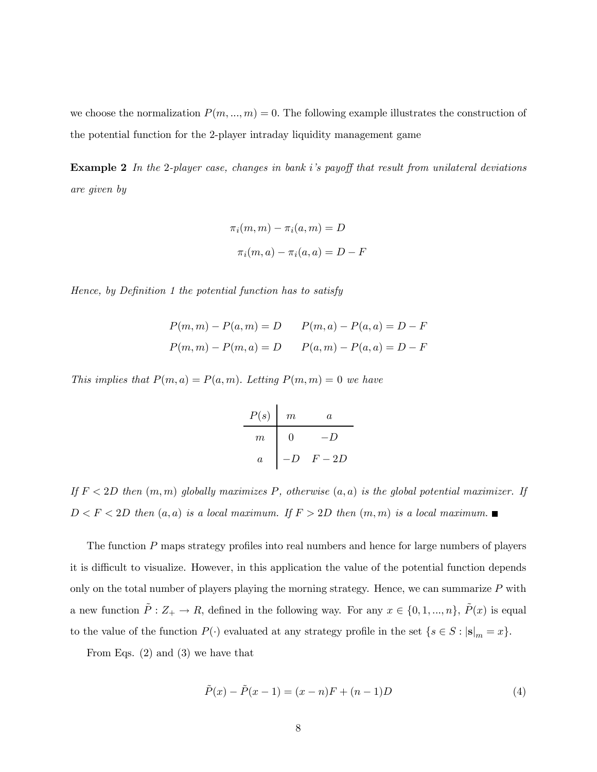we choose the normalization $P(m, ..., m) = 0$. The following example illustrates the construction of the potential function for the 2-player intraday liquidity management game

**Example 2** *In the 2-player case, changes in bank i's payoff that result from unilateral deviations are given by*

$$\pi_i(m, m) - \pi_i(a, m) = D$$

$$\pi_i(m, a) - \pi_i(a, a) = D - F$$

*Hence, by Definition 1 the potential function has to satisfy*

$$P(m, m) - P(a, m) = D \qquad P(m, a) - P(a, a) = D - F$$

$$P(m, m) - P(m, a) = D \qquad P(a, m) - P(a, a) = D - F$$

*This implies that $P(m, a) = P(a, m)$. Letting $P(m, m) = 0$ we have*

| $P(s)$ | $m$ | $a$ |
|---|---|---|
| $m$ | $0$ | $-D$ |
| $a$ | $-D$ | $F - 2D$ |

*If $F < 2D$ then $(m, m)$ globally maximizes $P$, otherwise $(a, a)$ is the global potential maximizer. If $D < F < 2D$ then $(a, a)$ is a local maximum. If $F > 2D$ then $(m, m)$ is a local maximum.* ■

The function $P$ maps strategy profiles into real numbers and hence for large numbers of players it is difficult to visualize. However, in this application the value of the potential function depends only on the total number of players playing the morning strategy. Hence, we can summarize $P$ with a new function $\tilde{P} : Z_+ \to R$, defined in the following way. For any $x \in \{0, 1, ..., n\}$, $\tilde{P}(x)$ is equal to the value of the function $P(\cdot)$ evaluated at any strategy profile in the set $\{s \in S : |\mathbf{s}|_m = x\}$.

From Eqs. (2) and (3) we have that

$$\tilde{P}(x) - \tilde{P}(x - 1) = (x - n)F + (n - 1)D \tag{4}$$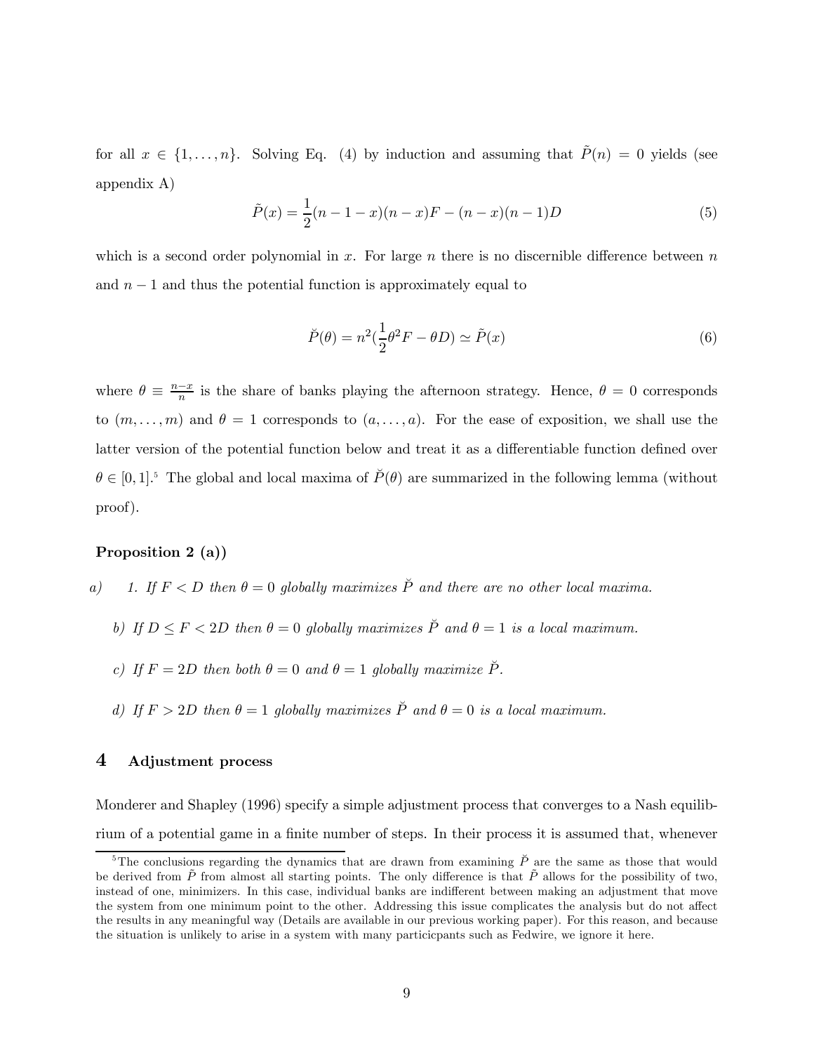for all $x \in \{1, \ldots, n\}$. Solving Eq. (4) by induction and assuming that $\tilde{P}(n) = 0$ yields (see appendix A)

$$\tilde{P}(x) = \frac{1}{2}(n-1-x)(n-x)F - (n-x)(n-1)D \tag{5}$$

which is a second order polynomial in $x$. For large $n$ there is no discernible difference between $n$ and $n-1$ and thus the potential function is approximately equal to

$$\breve{P}(\theta) = n^2(\frac{1}{2}\theta^2 F - \theta D) \simeq \tilde{P}(x) \tag{6}$$

where $\theta \equiv \frac{n-x}{n}$ is the share of banks playing the afternoon strategy. Hence, $\theta = 0$ corresponds to $(m, \ldots, m)$ and $\theta = 1$ corresponds to $(a, \ldots, a)$. For the ease of exposition, we shall use the latter version of the potential function below and treat it as a differentiable function defined over $\theta \in [0, 1]$.[5] The global and local maxima of $\breve{P}(\theta)$ are summarized in the following lemma (without proof).

**Proposition 2 (a))**

a) 1. *If $F < D$ then $\theta = 0$ globally maximizes $\breve{P}$ and there are no other local maxima.*

  b) *If $D \leq F < 2D$ then $\theta = 0$ globally maximizes $\breve{P}$ and $\theta = 1$ is a local maximum.*

  c) *If $F = 2D$ then both $\theta = 0$ and $\theta = 1$ globally maximize $\breve{P}$.*

  d) *If $F > 2D$ then $\theta = 1$ globally maximizes $\breve{P}$ and $\theta = 0$ is a local maximum.*

# 4 Adjustment process

Monderer and Shapley (1996) specify a simple adjustment process that converges to a Nash equilibrium of a potential game in a finite number of steps. In their process it is assumed that, whenever

[5] The conclusions regarding the dynamics that are drawn from examining $\breve{P}$ are the same as those that would be derived from $\tilde{P}$ from almost all starting points. The only difference is that $\tilde{P}$ allows for the possibility of two, instead of one, minimizers. In this case, individual banks are indifferent between making an adjustment that move the system from one minimum point to the other. Addressing this issue complicates the analysis but do not affect the results in any meaningful way (Details are available in our previous working paper). For this reason, and because the situation is unlikely to arise in a system with many particicpants such as Fedwire, we ignore it here.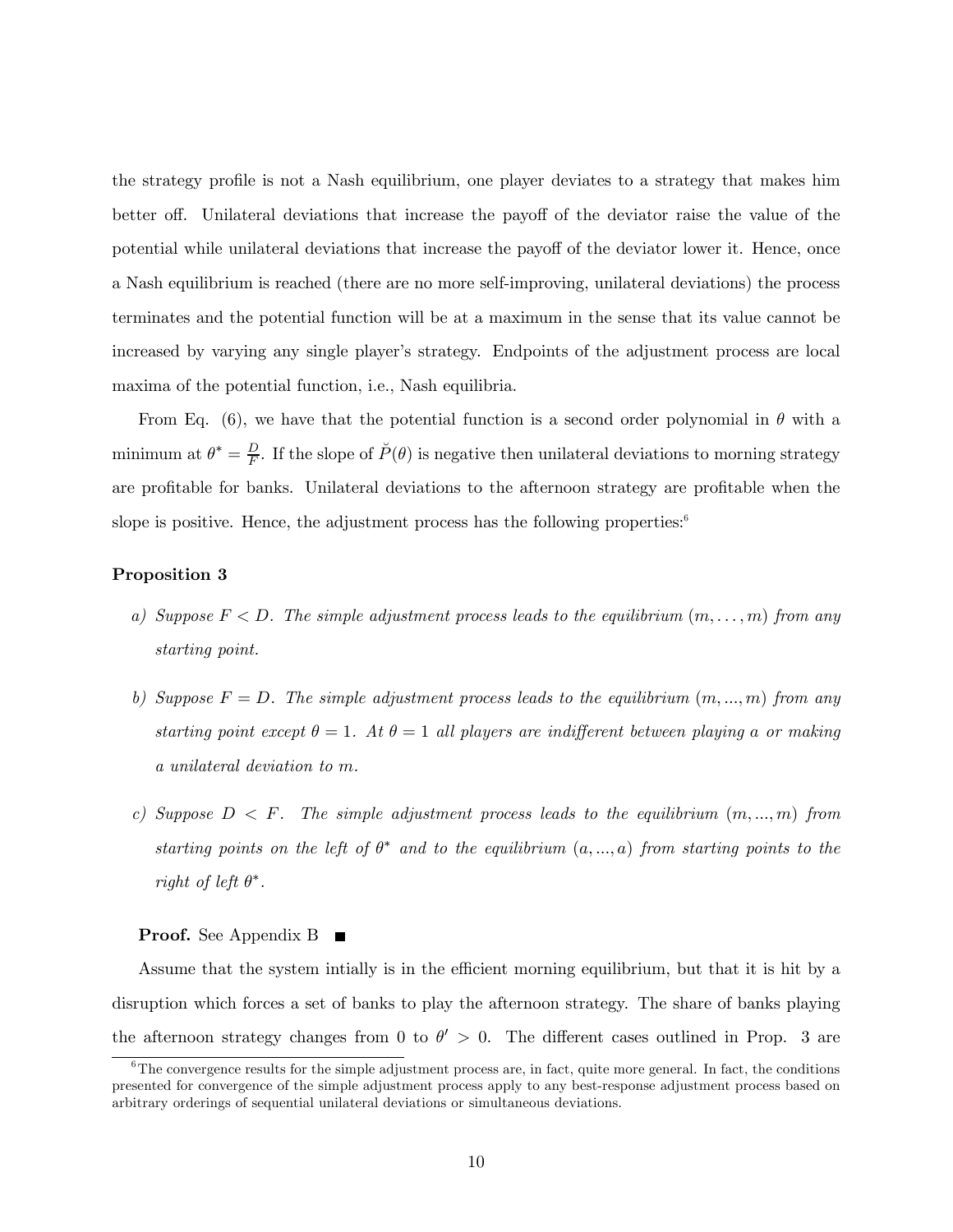the strategy profile is not a Nash equilibrium, one player deviates to a strategy that makes him better off. Unilateral deviations that increase the payoff of the deviator raise the value of the potential while unilateral deviations that increase the payoff of the deviator lower it. Hence, once a Nash equilibrium is reached (there are no more self-improving, unilateral deviations) the process terminates and the potential function will be at a maximum in the sense that its value cannot be increased by varying any single player's strategy. Endpoints of the adjustment process are local maxima of the potential function, i.e., Nash equilibria.

From Eq. (6), we have that the potential function is a second order polynomial in $\theta$ with a minimum at $\theta^* = \frac{D}{F}$. If the slope of $\breve{P}(\theta)$ is negative then unilateral deviations to morning strategy are profitable for banks. Unilateral deviations to the afternoon strategy are profitable when the slope is positive. Hence, the adjustment process has the following properties:[6]

**Proposition 3**

*a) Suppose $F < D$. The simple adjustment process leads to the equilibrium $(m, \ldots, m)$ from any starting point.*

*b) Suppose $F = D$. The simple adjustment process leads to the equilibrium $(m, ..., m)$ from any starting point except $\theta = 1$. At $\theta = 1$ all players are indifferent between playing a or making a unilateral deviation to m.*

*c) Suppose $D < F$. The simple adjustment process leads to the equilibrium $(m, ..., m)$ from starting points on the left of $\theta^*$ and to the equilibrium $(a, ..., a)$ from starting points to the right of left $\theta^*$.*

**Proof.** See Appendix B ∎

Assume that the system intially is in the efficient morning equilibrium, but that it is hit by a disruption which forces a set of banks to play the afternoon strategy. The share of banks playing the afternoon strategy changes from 0 to $\theta' > 0$. The different cases outlined in Prop. 3 are

[6] The convergence results for the simple adjustment process are, in fact, quite more general. In fact, the conditions presented for convergence of the simple adjustment process apply to any best-response adjustment process based on arbitrary orderings of sequential unilateral deviations or simultaneous deviations.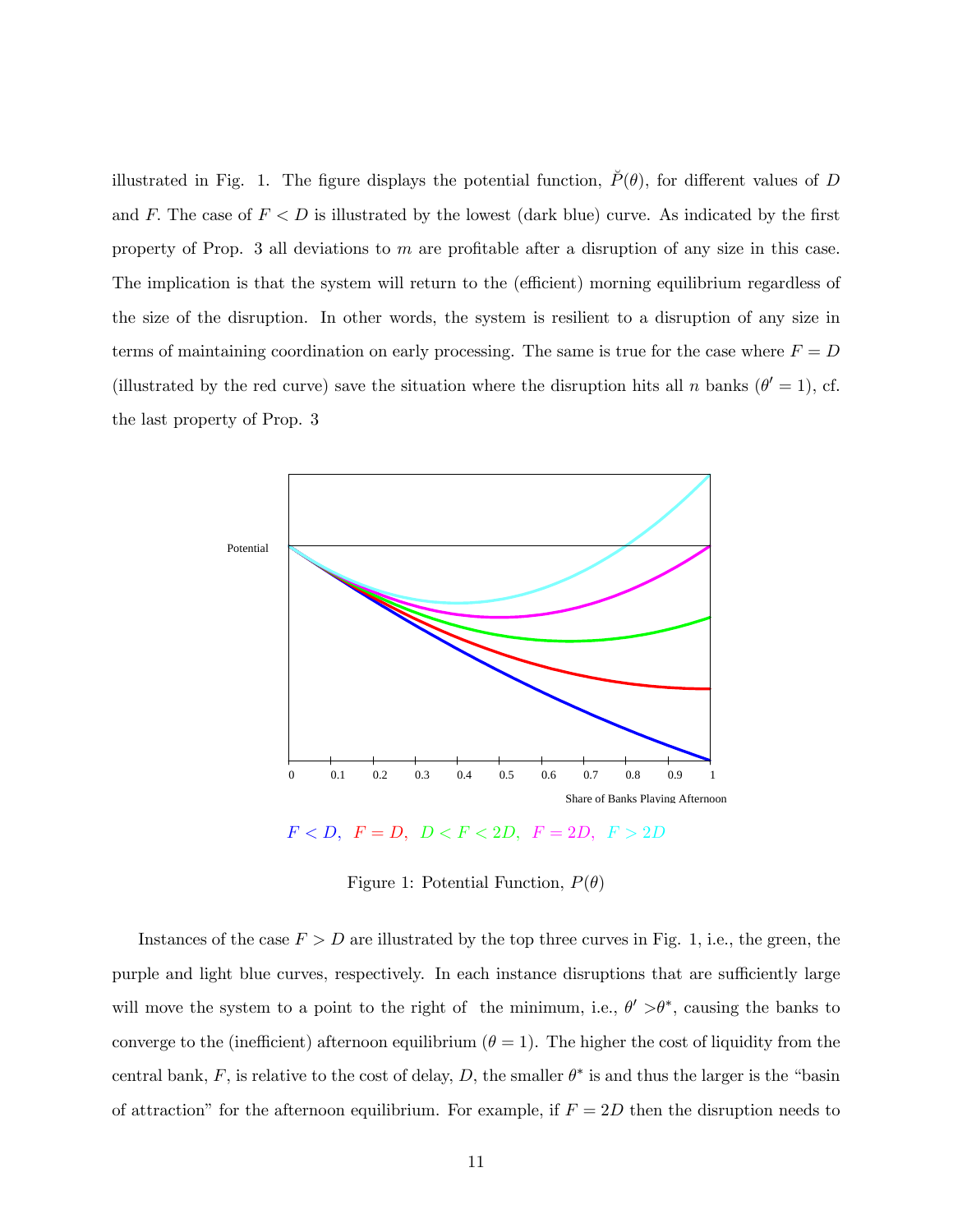illustrated in Fig. 1. The figure displays the potential function, $\breve{P}(\theta)$, for different values of $D$ and $F$. The case of $F < D$ is illustrated by the lowest (dark blue) curve. As indicated by the first property of Prop. 3 all deviations to $m$ are profitable after a disruption of any size in this case. The implication is that the system will return to the (efficient) morning equilibrium regardless of the size of the disruption. In other words, the system is resilient to a disruption of any size in terms of maintaining coordination on early processing. The same is true for the case where $F = D$ (illustrated by the red curve) save the situation where the disruption hits all $n$ banks ($\theta' = 1$), cf. the last property of Prop. 3

$F < D$, $F = D$, $D < F < 2D$, $F = 2D$, $F > 2D$

Figure 1: Potential Function, $P(\theta)$

Instances of the case $F > D$ are illustrated by the top three curves in Fig. 1, i.e., the green, the purple and light blue curves, respectively. In each instance disruptions that are sufficiently large will move the system to a point to the right of the minimum, i.e., $\theta' > \theta^*$, causing the banks to converge to the (inefficient) afternoon equilibrium ($\theta = 1$). The higher the cost of liquidity from the central bank, $F$, is relative to the cost of delay, $D$, the smaller $\theta^*$ is and thus the larger is the "basin of attraction" for the afternoon equilibrium. For example, if $F = 2D$ then the disruption needs to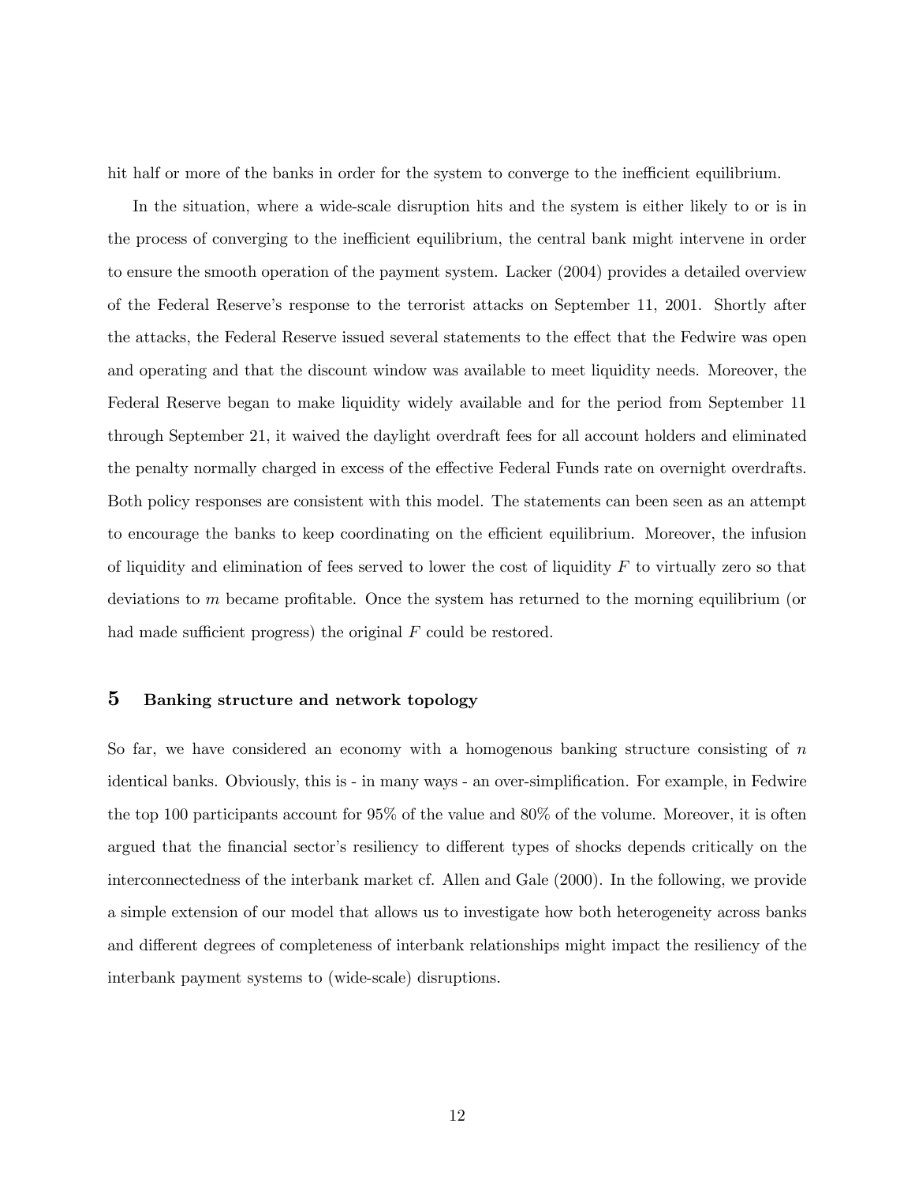hit half or more of the banks in order for the system to converge to the inefficient equilibrium.

In the situation, where a wide-scale disruption hits and the system is either likely to or is in the process of converging to the inefficient equilibrium, the central bank might intervene in order to ensure the smooth operation of the payment system. Lacker (2004) provides a detailed overview of the Federal Reserve's response to the terrorist attacks on September 11, 2001. Shortly after the attacks, the Federal Reserve issued several statements to the effect that the Fedwire was open and operating and that the discount window was available to meet liquidity needs. Moreover, the Federal Reserve began to make liquidity widely available and for the period from September 11 through September 21, it waived the daylight overdraft fees for all account holders and eliminated the penalty normally charged in excess of the effective Federal Funds rate on overnight overdrafts. Both policy responses are consistent with this model. The statements can been seen as an attempt to encourage the banks to keep coordinating on the efficient equilibrium. Moreover, the infusion of liquidity and elimination of fees served to lower the cost of liquidity $F$ to virtually zero so that deviations to $m$ became profitable. Once the system has returned to the morning equilibrium (or had made sufficient progress) the original $F$ could be restored.

## 5 Banking structure and network topology

So far, we have considered an economy with a homogenous banking structure consisting of $n$ identical banks. Obviously, this is - in many ways - an over-simplification. For example, in Fedwire the top 100 participants account for 95% of the value and 80% of the volume. Moreover, it is often argued that the financial sector's resiliency to different types of shocks depends critically on the interconnectedness of the interbank market cf. Allen and Gale (2000). In the following, we provide a simple extension of our model that allows us to investigate how both heterogeneity across banks and different degrees of completeness of interbank relationships might impact the resiliency of the interbank payment systems to (wide-scale) disruptions.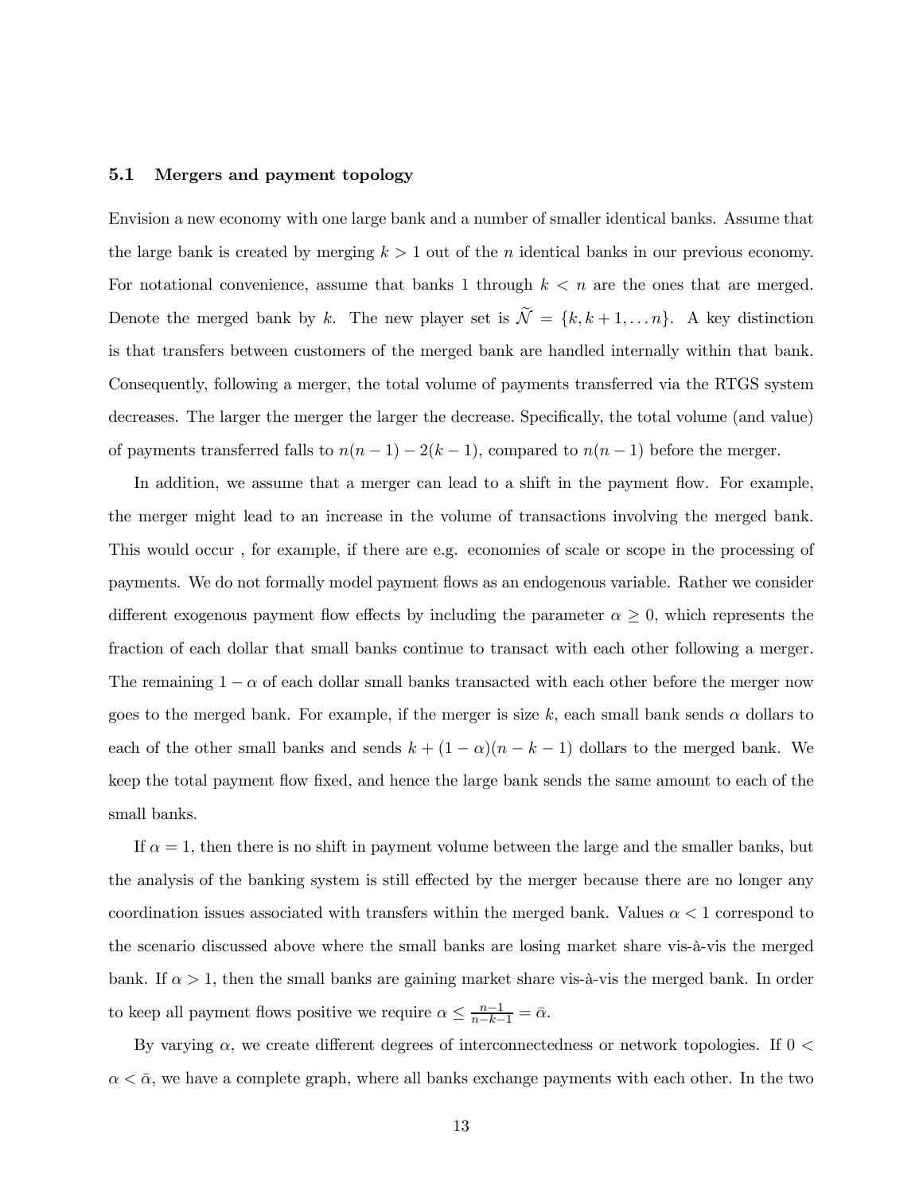### 5.1 Mergers and payment topology

Envision a new economy with one large bank and a number of smaller identical banks. Assume that the large bank is created by merging $k > 1$ out of the $n$ identical banks in our previous economy. For notational convenience, assume that banks 1 through $k < n$ are the ones that are merged. Denote the merged bank by $k$. The new player set is $\widetilde{\mathcal{N}} = \{k, k+1, \ldots n\}$. A key distinction is that transfers between customers of the merged bank are handled internally within that bank. Consequently, following a merger, the total volume of payments transferred via the RTGS system decreases. The larger the merger the larger the decrease. Specifically, the total volume (and value) of payments transferred falls to $n(n-1) - 2(k-1)$, compared to $n(n-1)$ before the merger.

In addition, we assume that a merger can lead to a shift in the payment flow. For example, the merger might lead to an increase in the volume of transactions involving the merged bank. This would occur , for example, if there are e.g. economies of scale or scope in the processing of payments. We do not formally model payment flows as an endogenous variable. Rather we consider different exogenous payment flow effects by including the parameter $\alpha \geq 0$, which represents the fraction of each dollar that small banks continue to transact with each other following a merger. The remaining $1 - \alpha$ of each dollar small banks transacted with each other before the merger now goes to the merged bank. For example, if the merger is size $k$, each small bank sends $\alpha$ dollars to each of the other small banks and sends $k + (1 - \alpha)(n - k - 1)$ dollars to the merged bank. We keep the total payment flow fixed, and hence the large bank sends the same amount to each of the small banks.

If $\alpha = 1$, then there is no shift in payment volume between the large and the smaller banks, but the analysis of the banking system is still effected by the merger because there are no longer any coordination issues associated with transfers within the merged bank. Values $\alpha < 1$ correspond to the scenario discussed above where the small banks are losing market share vis-à-vis the merged bank. If $\alpha > 1$, then the small banks are gaining market share vis-à-vis the merged bank. In order to keep all payment flows positive we require $\alpha \leq \frac{n-1}{n-k-1} = \bar{\alpha}$.

By varying $\alpha$, we create different degrees of interconnectedness or network topologies. If $0 < \alpha < \bar{\alpha}$, we have a complete graph, where all banks exchange payments with each other. In the two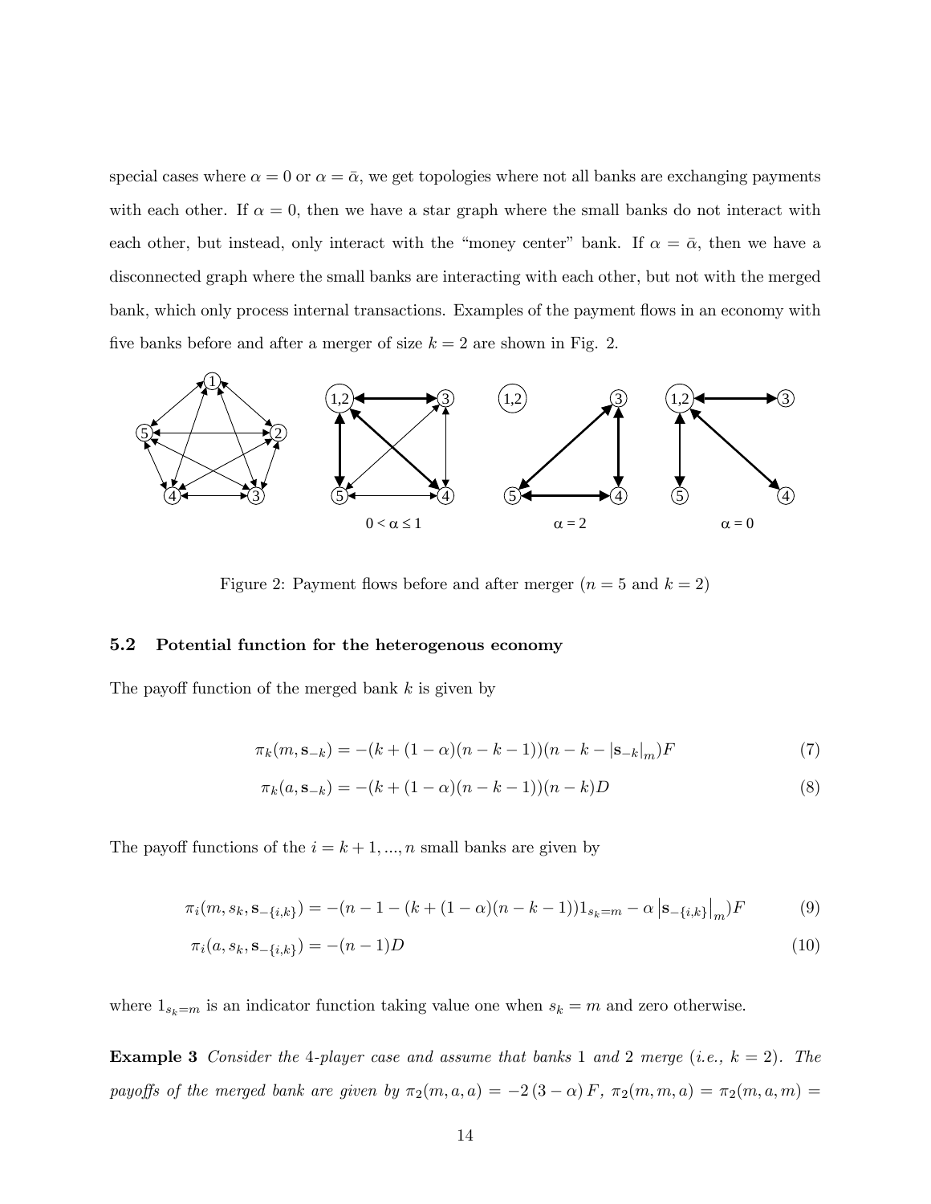special cases where $\alpha = 0$ or $\alpha = \bar{\alpha}$, we get topologies where not all banks are exchanging payments with each other. If $\alpha = 0$, then we have a star graph where the small banks do not interact with each other, but instead, only interact with the "money center" bank. If $\alpha = \bar{\alpha}$, then we have a disconnected graph where the small banks are interacting with each other, but not with the merged bank, which only process internal transactions. Examples of the payment flows in an economy with five banks before and after a merger of size $k = 2$ are shown in Fig. 2.

Figure 2: Payment flows before and after merger ($n = 5$ and $k = 2$)

### 5.2 Potential function for the heterogenous economy

The payoff function of the merged bank $k$ is given by

$$\pi_k(m, \mathbf{s}_{-k}) = -(k + (1-\alpha)(n-k-1))(n-k-|\mathbf{s}_{-k}|_m)F \tag{7}$$

$$\pi_k(a, \mathbf{s}_{-k}) = -(k + (1-\alpha)(n-k-1))(n-k)D \tag{8}$$

The payoff functions of the $i = k+1, ..., n$ small banks are given by

$$\pi_i(m, s_k, \mathbf{s}_{-\{i,k\}}) = -(n-1-(k+(1-\alpha)(n-k-1))1_{s_k=m} - \alpha \left|\mathbf{s}_{-\{i,k\}}\right|_m)F \tag{9}$$

$$\pi_i(a, s_k, \mathbf{s}_{-\{i,k\}}) = -(n-1)D \tag{10}$$

where $1_{s_k=m}$ is an indicator function taking value one when $s_k = m$ and zero otherwise.

**Example 3** *Consider the 4-player case and assume that banks 1 and 2 merge (i.e., $k = 2$). The payoffs of the merged bank are given by $\pi_2(m, a, a) = -2(3-\alpha)F$, $\pi_2(m, m, a) = \pi_2(m, a, m) =$*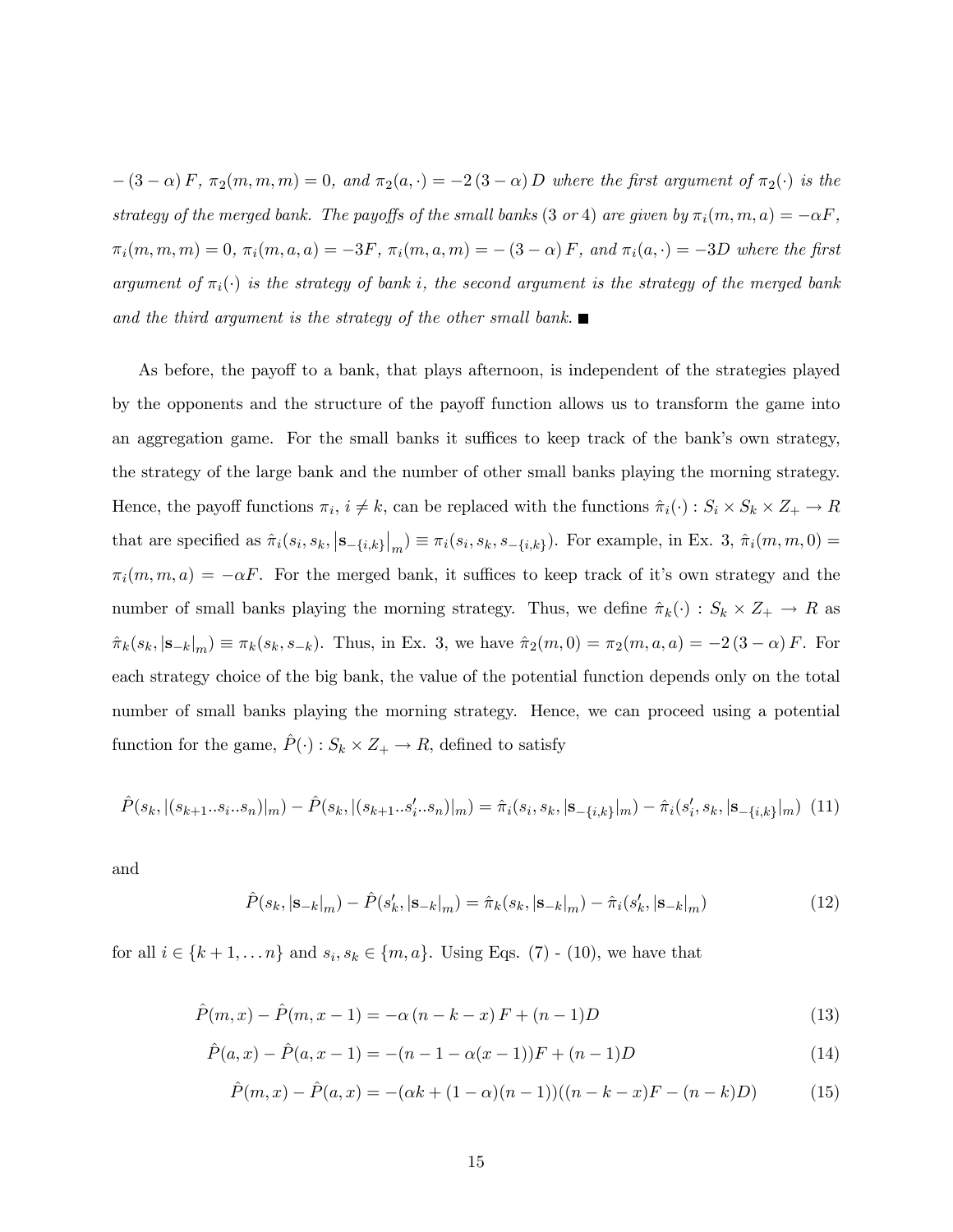*$-(3-\alpha)F$, $\pi_2(m,m,m) = 0$, and $\pi_2(a,\cdot) = -2(3-\alpha)D$ where the first argument of $\pi_2(\cdot)$ is the strategy of the merged bank. The payoffs of the small banks (3 or 4) are given by $\pi_i(m,m,a) = -\alpha F$, $\pi_i(m,m,m) = 0$, $\pi_i(m,a,a) = -3F$, $\pi_i(m,a,m) = -(3-\alpha)F$, and $\pi_i(a,\cdot) = -3D$ where the first argument of $\pi_i(\cdot)$ is the strategy of bank $i$, the second argument is the strategy of the merged bank and the third argument is the strategy of the other small bank.* ■

As before, the payoff to a bank, that plays afternoon, is independent of the strategies played by the opponents and the structure of the payoff function allows us to transform the game into an aggregation game. For the small banks it suffices to keep track of the bank's own strategy, the strategy of the large bank and the number of other small banks playing the morning strategy. Hence, the payoff functions $\pi_i$, $i \neq k$, can be replaced with the functions $\hat{\pi}_i(\cdot) : S_i \times S_k \times Z_+ \to R$ that are specified as $\hat{\pi}_i(s_i, s_k, \left|\mathbf{s}_{-\{i,k\}}\right|_m) \equiv \pi_i(s_i, s_k, s_{-\{i,k\}})$. For example, in Ex. 3, $\hat{\pi}_i(m,m,0) = \pi_i(m,m,a) = -\alpha F$. For the merged bank, it suffices to keep track of it's own strategy and the number of small banks playing the morning strategy. Thus, we define $\hat{\pi}_k(\cdot) : S_k \times Z_+ \to R$ as $\hat{\pi}_k(s_k, |\mathbf{s}_{-k}|_m) \equiv \pi_k(s_k, s_{-k})$. Thus, in Ex. 3, we have $\hat{\pi}_2(m,0) = \pi_2(m,a,a) = -2(3-\alpha)F$. For each strategy choice of the big bank, the value of the potential function depends only on the total number of small banks playing the morning strategy. Hence, we can proceed using a potential function for the game, $\hat{P}(\cdot) : S_k \times Z_+ \to R$, defined to satisfy

$$\hat{P}(s_k, |(s_{k+1}..s_i..s_n)|_m) - \hat{P}(s_k, |(s_{k+1}..s_i'..s_n)|_m) = \hat{\pi}_i(s_i, s_k, |\mathbf{s}_{-\{i,k\}}|_m) - \hat{\pi}_i(s_i', s_k, |\mathbf{s}_{-\{i,k\}}|_m) \quad (11)$$

and

$$\hat{P}(s_k, |\mathbf{s}_{-k}|_m) - \hat{P}(s_k', |\mathbf{s}_{-k}|_m) = \hat{\pi}_k(s_k, |\mathbf{s}_{-k}|_m) - \hat{\pi}_i(s_k', |\mathbf{s}_{-k}|_m) \quad (12)$$

for all $i \in \{k+1, \ldots n\}$ and $s_i, s_k \in \{m, a\}$. Using Eqs. (7) - (10), we have that

$$\hat{P}(m,x) - \hat{P}(m,x-1) = -\alpha(n-k-x)F + (n-1)D \quad (13)$$

$$\hat{P}(a,x) - \hat{P}(a,x-1) = -(n-1-\alpha(x-1))F + (n-1)D \quad (14)$$

$$\hat{P}(m,x) - \hat{P}(a,x) = -(\alpha k + (1-\alpha)(n-1))((n-k-x)F - (n-k)D) \quad (15)$$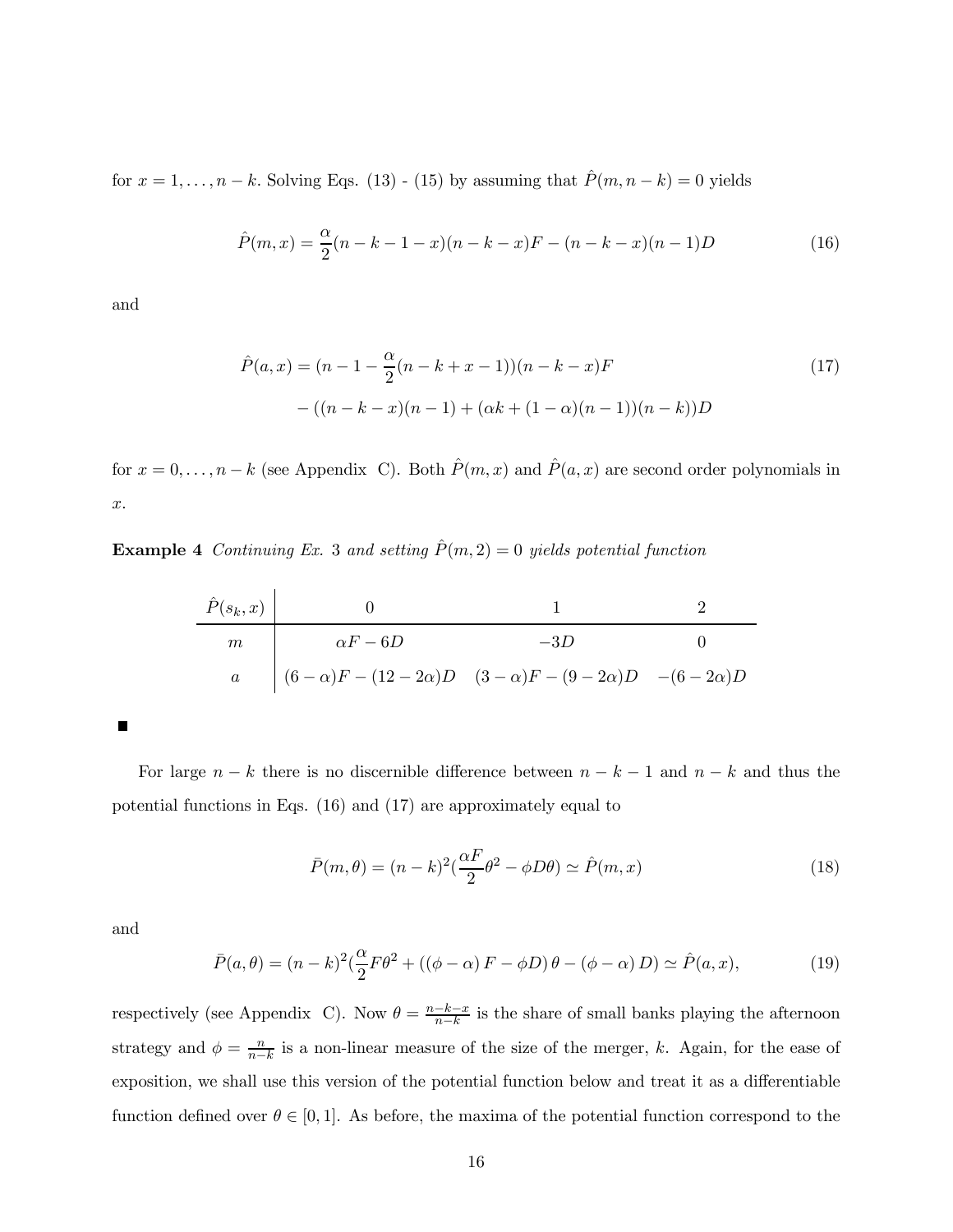for $x = 1, \ldots, n-k$. Solving Eqs. (13) - (15) by assuming that $\hat{P}(m, n-k) = 0$ yields

$$\hat{P}(m,x) = \frac{\alpha}{2}(n-k-1-x)(n-k-x)F - (n-k-x)(n-1)D \tag{16}$$

and

$$\begin{aligned}\hat{P}(a,x) = &(n-1-\frac{\alpha}{2}(n-k+x-1))(n-k-x)F \\ &- ((n-k-x)(n-1) + (\alpha k + (1-\alpha)(n-1))(n-k))D\end{aligned} \tag{17}$$

for $x = 0, \ldots, n-k$ (see Appendix C). Both $\hat{P}(m,x)$ and $\hat{P}(a,x)$ are second order polynomials in $x$.

**Example 4** *Continuing Ex.* 3 *and setting* $\hat{P}(m,2) = 0$ *yields potential function*

| $\hat{P}(s_k, x)$ | $0$ | $1$ | $2$ |
|---|---|---|---|
| $m$ | $\alpha F - 6D$ | $-3D$ | $0$ |
| $a$ | $(6-\alpha)F - (12-2\alpha)D$ | $(3-\alpha)F - (9-2\alpha)D$ | $-(6-2\alpha)D$ |

■

For large $n-k$ there is no discernible difference between $n-k-1$ and $n-k$ and thus the potential functions in Eqs. (16) and (17) are approximately equal to

$$\bar{P}(m,\theta) = (n-k)^2(\frac{\alpha F}{2}\theta^2 - \phi D\theta) \simeq \hat{P}(m,x) \tag{18}$$

and

$$\bar{P}(a,\theta) = (n-k)^2(\frac{\alpha}{2}F\theta^2 + ((\phi-\alpha)F - \phi D)\theta - (\phi-\alpha)D) \simeq \hat{P}(a,x), \tag{19}$$

respectively (see Appendix C). Now $\theta = \frac{n-k-x}{n-k}$ is the share of small banks playing the afternoon strategy and $\phi = \frac{n}{n-k}$ is a non-linear measure of the size of the merger, $k$. Again, for the ease of exposition, we shall use this version of the potential function below and treat it as a differentiable function defined over $\theta \in [0,1]$. As before, the maxima of the potential function correspond to the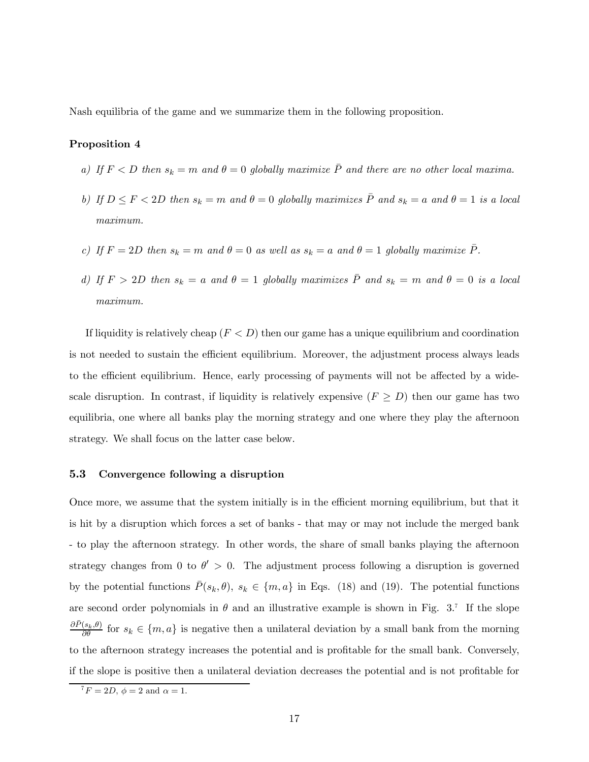Nash equilibria of the game and we summarize them in the following proposition.

**Proposition 4**

*a) If $F < D$ then $s_k = m$ and $\theta = 0$ globally maximize $\bar{P}$ and there are no other local maxima.*

*b) If $D \leq F < 2D$ then $s_k = m$ and $\theta = 0$ globally maximizes $\bar{P}$ and $s_k = a$ and $\theta = 1$ is a local maximum.*

*c) If $F = 2D$ then $s_k = m$ and $\theta = 0$ as well as $s_k = a$ and $\theta = 1$ globally maximize $\bar{P}$.*

*d) If $F > 2D$ then $s_k = a$ and $\theta = 1$ globally maximizes $\bar{P}$ and $s_k = m$ and $\theta = 0$ is a local maximum.*

If liquidity is relatively cheap ($F < D$) then our game has a unique equilibrium and coordination is not needed to sustain the efficient equilibrium. Moreover, the adjustment process always leads to the efficient equilibrium. Hence, early processing of payments will not be affected by a wide-scale disruption. In contrast, if liquidity is relatively expensive ($F \geq D$) then our game has two equilibria, one where all banks play the morning strategy and one where they play the afternoon strategy. We shall focus on the latter case below.

### 5.3 Convergence following a disruption

Once more, we assume that the system initially is in the efficient morning equilibrium, but that it is hit by a disruption which forces a set of banks - that may or may not include the merged bank - to play the afternoon strategy. In other words, the share of small banks playing the afternoon strategy changes from 0 to $\theta' > 0$. The adjustment process following a disruption is governed by the potential functions $\bar{P}(s_k, \theta)$, $s_k \in \{m, a\}$ in Eqs. (18) and (19). The potential functions are second order polynomials in $\theta$ and an illustrative example is shown in Fig. 3.[7] If the slope $\frac{\partial \bar{P}(s_k,\theta)}{\partial \theta}$ for $s_k \in \{m, a\}$ is negative then a unilateral deviation by a small bank from the morning to the afternoon strategy increases the potential and is profitable for the small bank. Conversely, if the slope is positive then a unilateral deviation decreases the potential and is not profitable for

[7] $F = 2D$, $\phi = 2$ and $\alpha = 1$.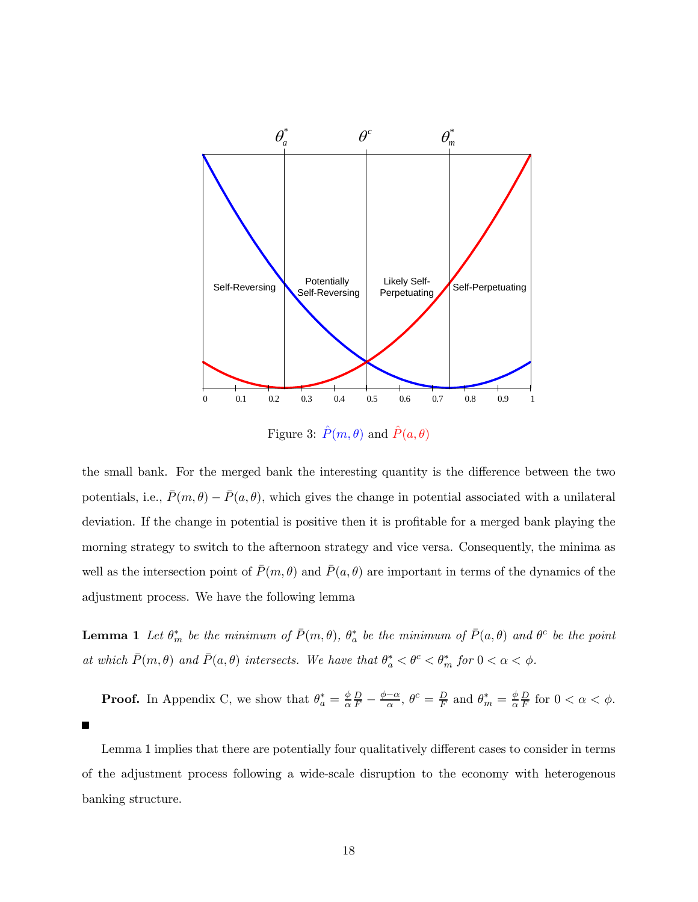Figure 3: $\hat{P}(m, \theta)$ and $\hat{P}(a, \theta)$

the small bank. For the merged bank the interesting quantity is the difference between the two potentials, i.e., $\bar{P}(m, \theta) - \bar{P}(a, \theta)$, which gives the change in potential associated with a unilateral deviation. If the change in potential is positive then it is profitable for a merged bank playing the morning strategy to switch to the afternoon strategy and vice versa. Consequently, the minima as well as the intersection point of $\bar{P}(m, \theta)$ and $\bar{P}(a, \theta)$ are important in terms of the dynamics of the adjustment process. We have the following lemma

**Lemma 1** *Let $\theta_m^*$ be the minimum of $\bar{P}(m, \theta)$, $\theta_a^*$ be the minimum of $\bar{P}(a, \theta)$ and $\theta^c$ be the point at which $\bar{P}(m, \theta)$ and $\bar{P}(a, \theta)$ intersects. We have that $\theta_a^* < \theta^c < \theta_m^*$ for $0 < \alpha < \phi$.*

**Proof.** In Appendix C, we show that $\theta_a^* = \frac{\phi}{\alpha}\frac{D}{F} - \frac{\phi - \alpha}{\alpha}$, $\theta^c = \frac{D}{F}$ and $\theta_m^* = \frac{\phi}{\alpha}\frac{D}{F}$ for $0 < \alpha < \phi$. ■

Lemma 1 implies that there are potentially four qualitatively different cases to consider in terms of the adjustment process following a wide-scale disruption to the economy with heterogenous banking structure.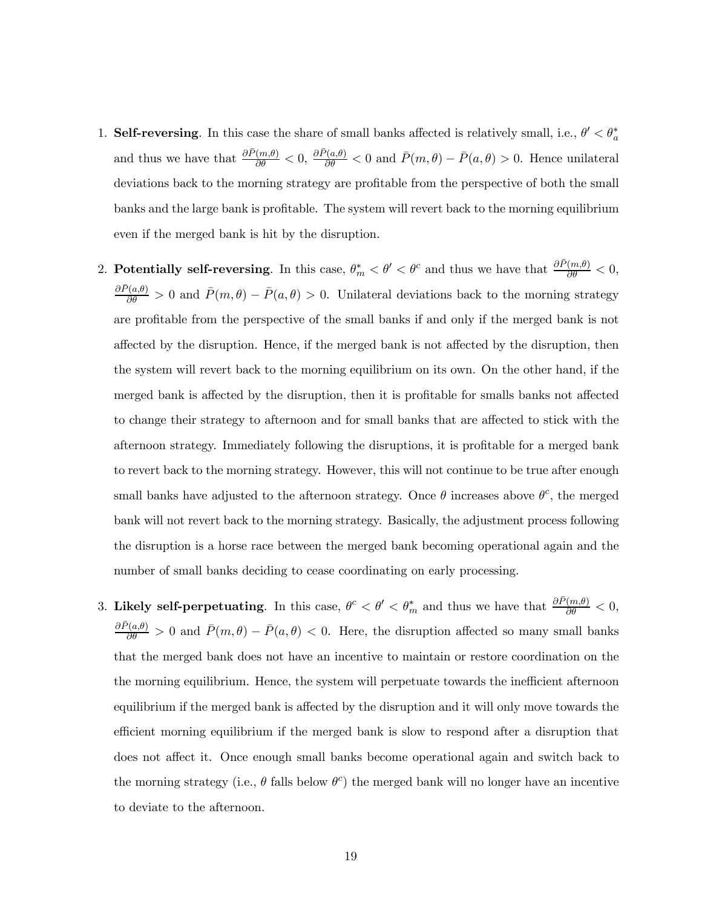1. **Self-reversing**. In this case the share of small banks affected is relatively small, i.e., $\theta' < \theta_a^*$ and thus we have that $\frac{\partial \bar{P}(m,\theta)}{\partial \theta} < 0$, $\frac{\partial \bar{P}(a,\theta)}{\partial \theta} < 0$ and $\bar{P}(m,\theta) - \bar{P}(a,\theta) > 0$. Hence unilateral deviations back to the morning strategy are profitable from the perspective of both the small banks and the large bank is profitable. The system will revert back to the morning equilibrium even if the merged bank is hit by the disruption.

2. **Potentially self-reversing**. In this case, $\theta_m^* < \theta' < \theta^c$ and thus we have that $\frac{\partial \bar{P}(m,\theta)}{\partial \theta} < 0$, $\frac{\partial \bar{P}(a,\theta)}{\partial \theta} > 0$ and $\bar{P}(m,\theta) - \bar{P}(a,\theta) > 0$. Unilateral deviations back to the morning strategy are profitable from the perspective of the small banks if and only if the merged bank is not affected by the disruption. Hence, if the merged bank is not affected by the disruption, then the system will revert back to the morning equilibrium on its own. On the other hand, if the merged bank is affected by the disruption, then it is profitable for smalls banks not affected to change their strategy to afternoon and for small banks that are affected to stick with the afternoon strategy. Immediately following the disruptions, it is profitable for a merged bank to revert back to the morning strategy. However, this will not continue to be true after enough small banks have adjusted to the afternoon strategy. Once $\theta$ increases above $\theta^c$, the merged bank will not revert back to the morning strategy. Basically, the adjustment process following the disruption is a horse race between the merged bank becoming operational again and the number of small banks deciding to cease coordinating on early processing.

3. **Likely self-perpetuating**. In this case, $\theta^c < \theta' < \theta_m^*$ and thus we have that $\frac{\partial \bar{P}(m,\theta)}{\partial \theta} < 0$, $\frac{\partial \bar{P}(a,\theta)}{\partial \theta} > 0$ and $\bar{P}(m,\theta) - \bar{P}(a,\theta) < 0$. Here, the disruption affected so many small banks that the merged bank does not have an incentive to maintain or restore coordination on the the morning equilibrium. Hence, the system will perpetuate towards the inefficient afternoon equilibrium if the merged bank is affected by the disruption and it will only move towards the efficient morning equilibrium if the merged bank is slow to respond after a disruption that does not affect it. Once enough small banks become operational again and switch back to the morning strategy (i.e., $\theta$ falls below $\theta^c$) the merged bank will no longer have an incentive to deviate to the afternoon.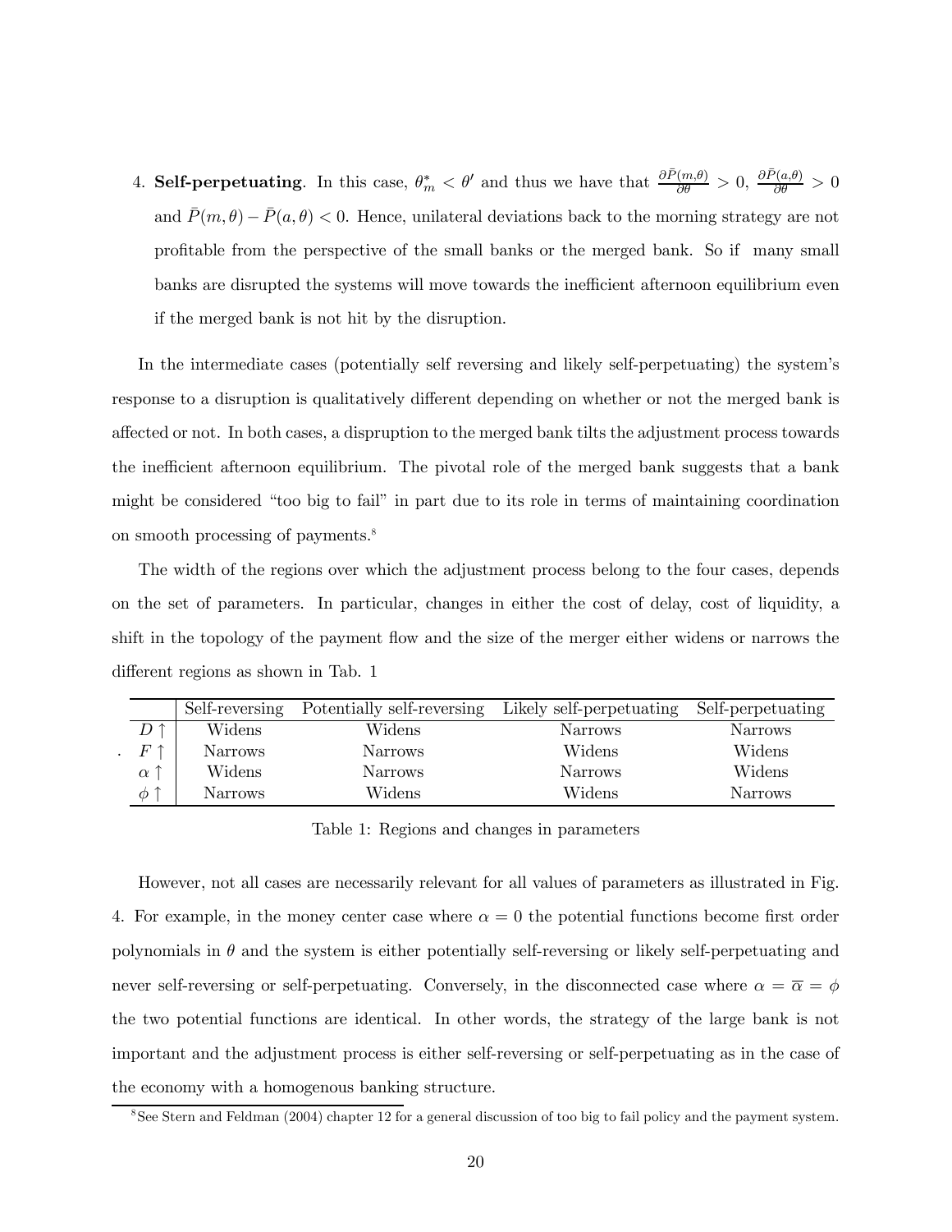4. **Self-perpetuating**. In this case, $\theta_m^* < \theta'$ and thus we have that $\frac{\partial \bar{P}(m,\theta)}{\partial \theta} > 0$, $\frac{\partial \bar{P}(a,\theta)}{\partial \theta} > 0$ and $\bar{P}(m,\theta) - \bar{P}(a,\theta) < 0$. Hence, unilateral deviations back to the morning strategy are not profitable from the perspective of the small banks or the merged bank. So if many small banks are disrupted the systems will move towards the inefficient afternoon equilibrium even if the merged bank is not hit by the disruption.

In the intermediate cases (potentially self reversing and likely self-perpetuating) the system's response to a disruption is qualitatively different depending on whether or not the merged bank is affected or not. In both cases, a dispruption to the merged bank tilts the adjustment process towards the inefficient afternoon equilibrium. The pivotal role of the merged bank suggests that a bank might be considered "too big to fail" in part due to its role in terms of maintaining coordination on smooth processing of payments.[8]

The width of the regions over which the adjustment process belong to the four cases, depends on the set of parameters. In particular, changes in either the cost of delay, cost of liquidity, a shift in the topology of the payment flow and the size of the merger either widens or narrows the different regions as shown in Tab. 1

| | Self-reversing | Potentially self-reversing | Likely self-perpetuating | Self-perpetuating |
|---|---|---|---|---|
| $D \uparrow$ | Widens | Widens | Narrows | Narrows |
| $F \uparrow$ | Narrows | Narrows | Widens | Widens |
| $\alpha \uparrow$ | Widens | Narrows | Narrows | Widens |
| $\phi \uparrow$ | Narrows | Widens | Widens | Narrows |

Table 1: Regions and changes in parameters

However, not all cases are necessarily relevant for all values of parameters as illustrated in Fig. 4. For example, in the money center case where $\alpha = 0$ the potential functions become first order polynomials in $\theta$ and the system is either potentially self-reversing or likely self-perpetuating and never self-reversing or self-perpetuating. Conversely, in the disconnected case where $\alpha = \overline{\alpha} = \phi$ the two potential functions are identical. In other words, the strategy of the large bank is not important and the adjustment process is either self-reversing or self-perpetuating as in the case of the economy with a homogenous banking structure.

[8] See Stern and Feldman (2004) chapter 12 for a general discussion of too big to fail policy and the payment system.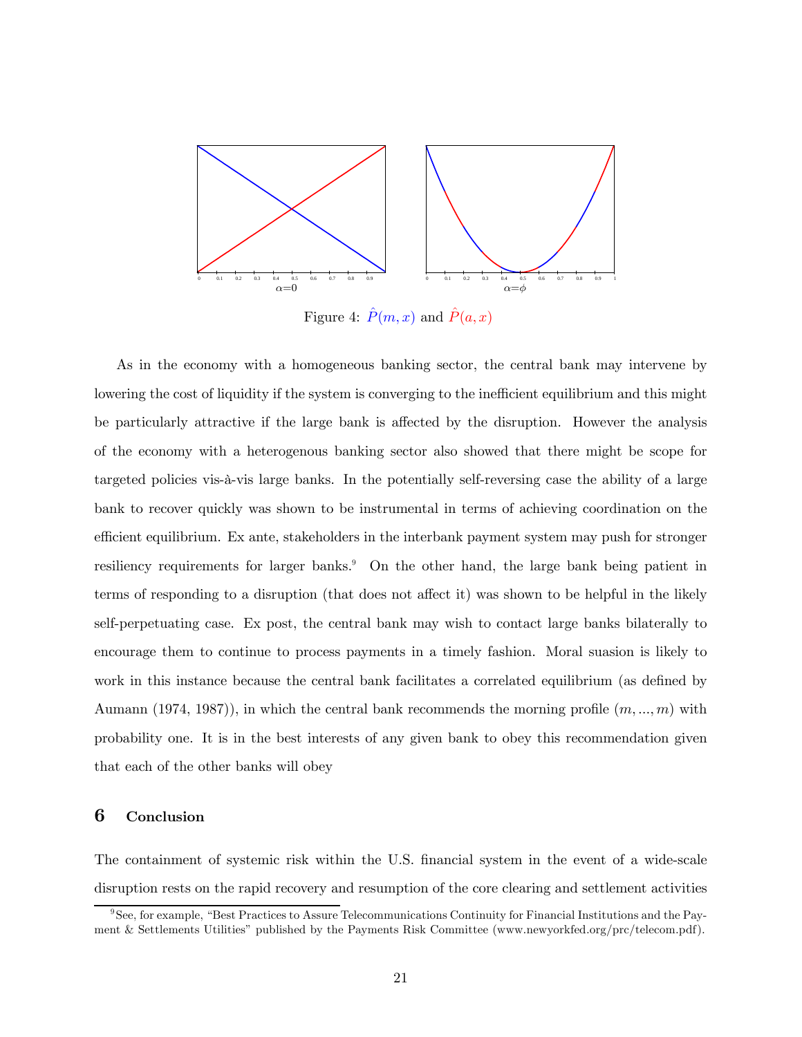Figure 4: $\hat{P}(m, x)$ and $\hat{P}(a, x)$

As in the economy with a homogeneous banking sector, the central bank may intervene by lowering the cost of liquidity if the system is converging to the inefficient equilibrium and this might be particularly attractive if the large bank is affected by the disruption. However the analysis of the economy with a heterogenous banking sector also showed that there might be scope for targeted policies vis-à-vis large banks. In the potentially self-reversing case the ability of a large bank to recover quickly was shown to be instrumental in terms of achieving coordination on the efficient equilibrium. Ex ante, stakeholders in the interbank payment system may push for stronger resiliency requirements for larger banks.[9] On the other hand, the large bank being patient in terms of responding to a disruption (that does not affect it) was shown to be helpful in the likely self-perpetuating case. Ex post, the central bank may wish to contact large banks bilaterally to encourage them to continue to process payments in a timely fashion. Moral suasion is likely to work in this instance because the central bank facilitates a correlated equilibrium (as defined by Aumann (1974, 1987)), in which the central bank recommends the morning profile $(m, ..., m)$ with probability one. It is in the best interests of any given bank to obey this recommendation given that each of the other banks will obey

## 6 Conclusion

The containment of systemic risk within the U.S. financial system in the event of a wide-scale disruption rests on the rapid recovery and resumption of the core clearing and settlement activities

[9] See, for example, "Best Practices to Assure Telecommunications Continuity for Financial Institutions and the Payment & Settlements Utilities" published by the Payments Risk Committee (www.newyorkfed.org/prc/telecom.pdf).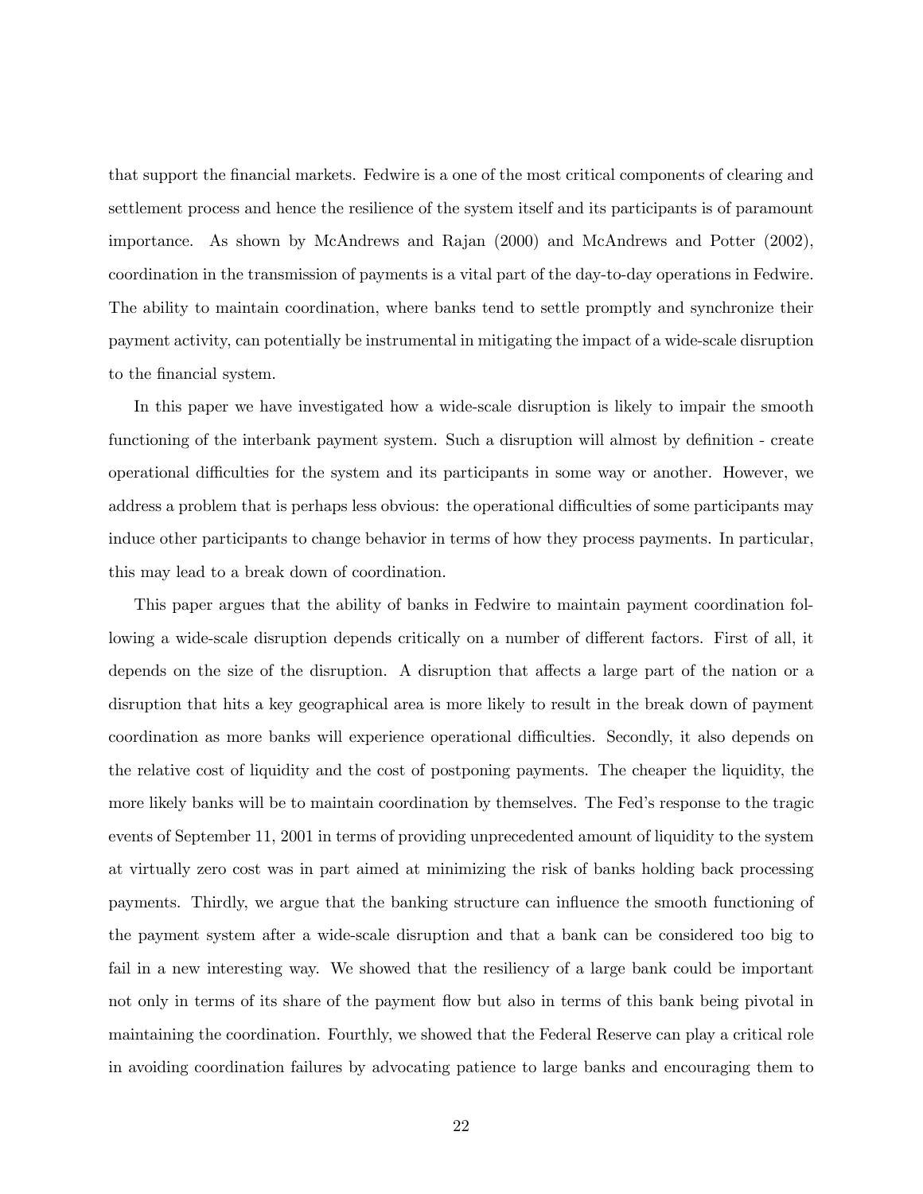that support the financial markets. Fedwire is a one of the most critical components of clearing and settlement process and hence the resilience of the system itself and its participants is of paramount importance. As shown by McAndrews and Rajan (2000) and McAndrews and Potter (2002), coordination in the transmission of payments is a vital part of the day-to-day operations in Fedwire. The ability to maintain coordination, where banks tend to settle promptly and synchronize their payment activity, can potentially be instrumental in mitigating the impact of a wide-scale disruption to the financial system.

In this paper we have investigated how a wide-scale disruption is likely to impair the smooth functioning of the interbank payment system. Such a disruption will almost by definition - create operational difficulties for the system and its participants in some way or another. However, we address a problem that is perhaps less obvious: the operational difficulties of some participants may induce other participants to change behavior in terms of how they process payments. In particular, this may lead to a break down of coordination.

This paper argues that the ability of banks in Fedwire to maintain payment coordination following a wide-scale disruption depends critically on a number of different factors. First of all, it depends on the size of the disruption. A disruption that affects a large part of the nation or a disruption that hits a key geographical area is more likely to result in the break down of payment coordination as more banks will experience operational difficulties. Secondly, it also depends on the relative cost of liquidity and the cost of postponing payments. The cheaper the liquidity, the more likely banks will be to maintain coordination by themselves. The Fed's response to the tragic events of September 11, 2001 in terms of providing unprecedented amount of liquidity to the system at virtually zero cost was in part aimed at minimizing the risk of banks holding back processing payments. Thirdly, we argue that the banking structure can influence the smooth functioning of the payment system after a wide-scale disruption and that a bank can be considered too big to fail in a new interesting way. We showed that the resiliency of a large bank could be important not only in terms of its share of the payment flow but also in terms of this bank being pivotal in maintaining the coordination. Fourthly, we showed that the Federal Reserve can play a critical role in avoiding coordination failures by advocating patience to large banks and encouraging them to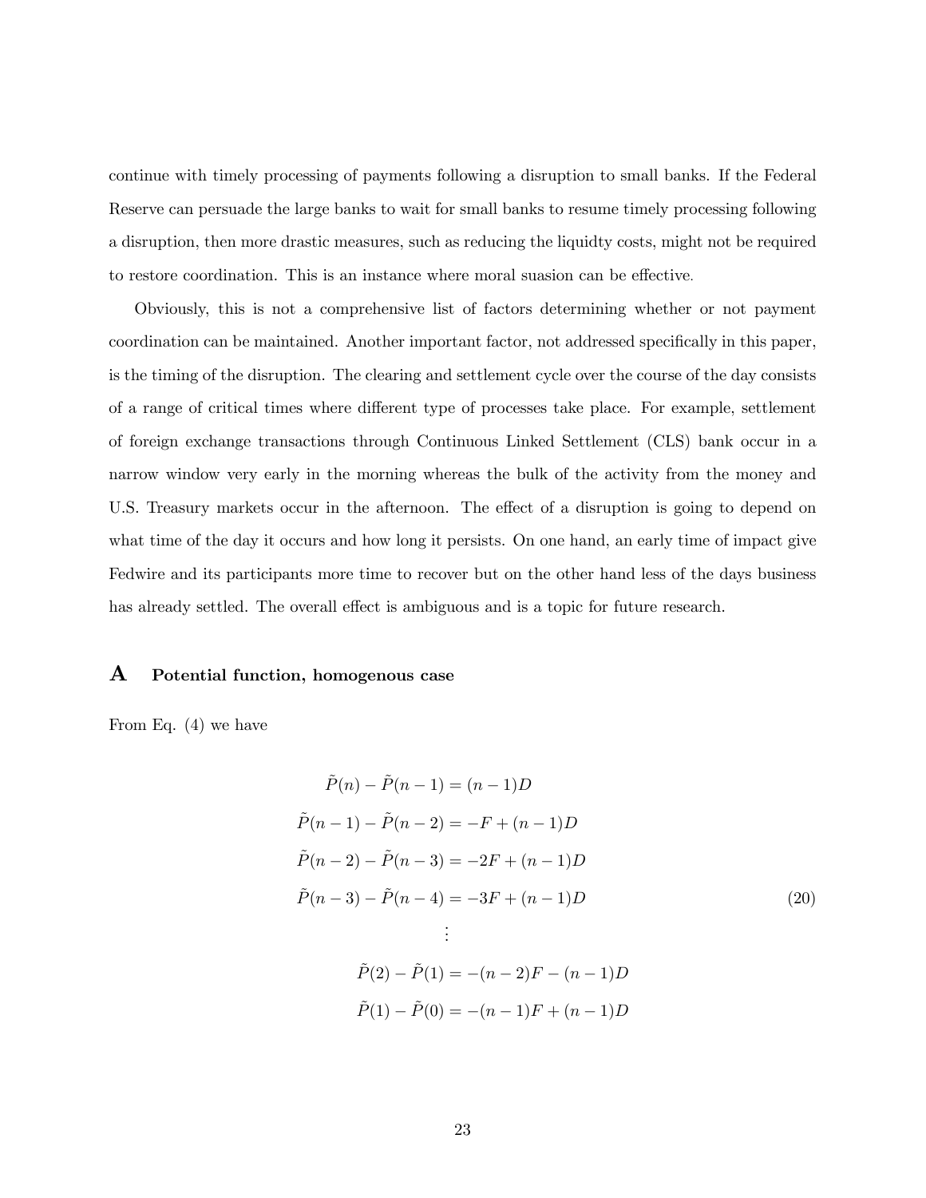continue with timely processing of payments following a disruption to small banks. If the Federal Reserve can persuade the large banks to wait for small banks to resume timely processing following a disruption, then more drastic measures, such as reducing the liquidty costs, might not be required to restore coordination. This is an instance where moral suasion can be effective.

Obviously, this is not a comprehensive list of factors determining whether or not payment coordination can be maintained. Another important factor, not addressed specifically in this paper, is the timing of the disruption. The clearing and settlement cycle over the course of the day consists of a range of critical times where different type of processes take place. For example, settlement of foreign exchange transactions through Continuous Linked Settlement (CLS) bank occur in a narrow window very early in the morning whereas the bulk of the activity from the money and U.S. Treasury markets occur in the afternoon. The effect of a disruption is going to depend on what time of the day it occurs and how long it persists. On one hand, an early time of impact give Fedwire and its participants more time to recover but on the other hand less of the days business has already settled. The overall effect is ambiguous and is a topic for future research.

# A Potential function, homogenous case

From Eq. (4) we have

$$
\begin{aligned}
\tilde{P}(n) - \tilde{P}(n-1) &= (n-1)D \\
\tilde{P}(n-1) - \tilde{P}(n-2) &= -F + (n-1)D \\
\tilde{P}(n-2) - \tilde{P}(n-3) &= -2F + (n-1)D \\
\tilde{P}(n-3) - \tilde{P}(n-4) &= -3F + (n-1)D \\
&\vdots \\
\tilde{P}(2) - \tilde{P}(1) &= -(n-2)F - (n-1)D \\
\tilde{P}(1) - \tilde{P}(0) &= -(n-1)F + (n-1)D
\end{aligned}
\tag{20}
$$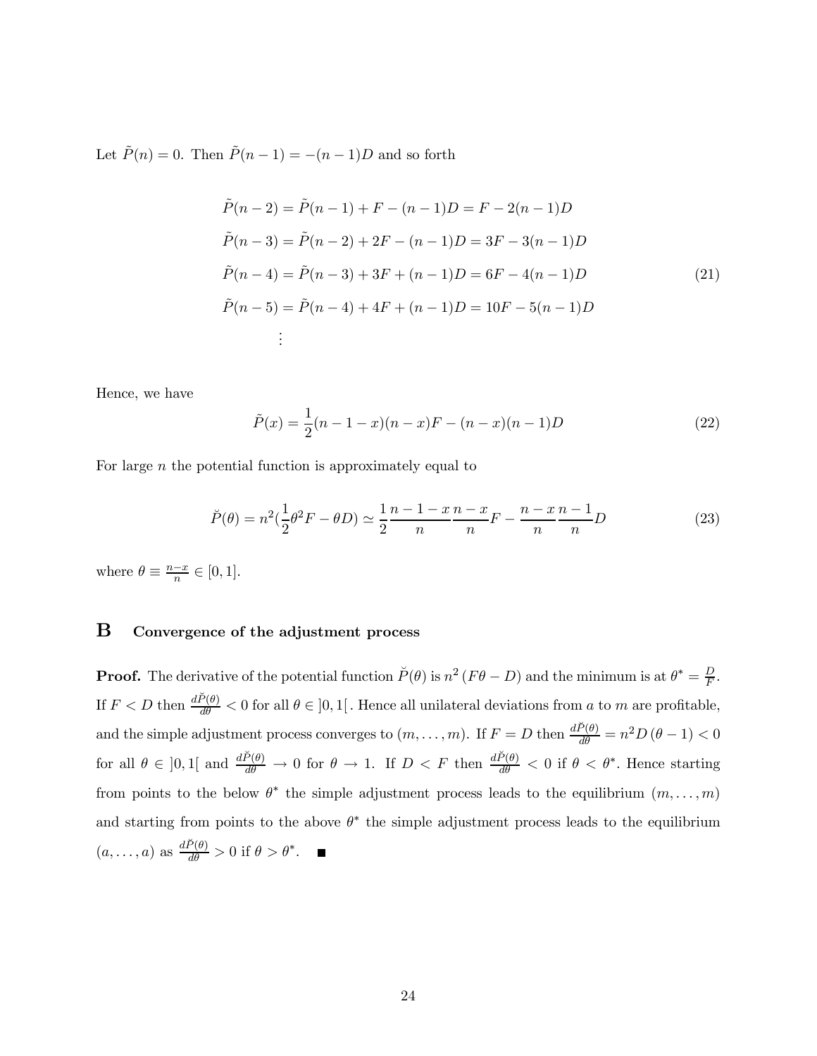Let $\tilde{P}(n) = 0$. Then $\tilde{P}(n-1) = -(n-1)D$ and so forth

$$
\begin{aligned}
\tilde{P}(n-2) &= \tilde{P}(n-1) + F - (n-1)D = F - 2(n-1)D \\
\tilde{P}(n-3) &= \tilde{P}(n-2) + 2F - (n-1)D = 3F - 3(n-1)D \\
\tilde{P}(n-4) &= \tilde{P}(n-3) + 3F + (n-1)D = 6F - 4(n-1)D \\
\tilde{P}(n-5) &= \tilde{P}(n-4) + 4F + (n-1)D = 10F - 5(n-1)D \\
&\vdots
\end{aligned}
\tag{21}
$$

Hence, we have

$$
\tilde{P}(x) = \frac{1}{2}(n-1-x)(n-x)F - (n-x)(n-1)D \tag{22}
$$

For large $n$ the potential function is approximately equal to

$$
\breve{P}(\theta) = n^2(\frac{1}{2}\theta^2 F - \theta D) \simeq \frac{1}{2}\frac{n-1-x}{n}\frac{n-x}{n}F - \frac{n-x}{n}\frac{n-1}{n}D \tag{23}
$$

where $\theta \equiv \frac{n-x}{n} \in [0,1]$.

# B Convergence of the adjustment process

**Proof.** The derivative of the potential function $\breve{P}(\theta)$ is $n^2(F\theta - D)$ and the minimum is at $\theta^* = \frac{D}{F}$. If $F < D$ then $\frac{d\breve{P}(\theta)}{d\theta} < 0$ for all $\theta \in ]0,1[$. Hence all unilateral deviations from $a$ to $m$ are profitable, and the simple adjustment process converges to $(m,\ldots,m)$. If $F = D$ then $\frac{d\breve{P}(\theta)}{d\theta} = n^2 D(\theta - 1) < 0$ for all $\theta \in ]0,1[$ and $\frac{d\breve{P}(\theta)}{d\theta} \to 0$ for $\theta \to 1$. If $D < F$ then $\frac{d\breve{P}(\theta)}{d\theta} < 0$ if $\theta < \theta^*$. Hence starting from points to the below $\theta^*$ the simple adjustment process leads to the equilibrium $(m,\ldots,m)$ and starting from points to the above $\theta^*$ the simple adjustment process leads to the equilibrium $(a,\ldots,a)$ as $\frac{d\breve{P}(\theta)}{d\theta} > 0$ if $\theta > \theta^*$. ■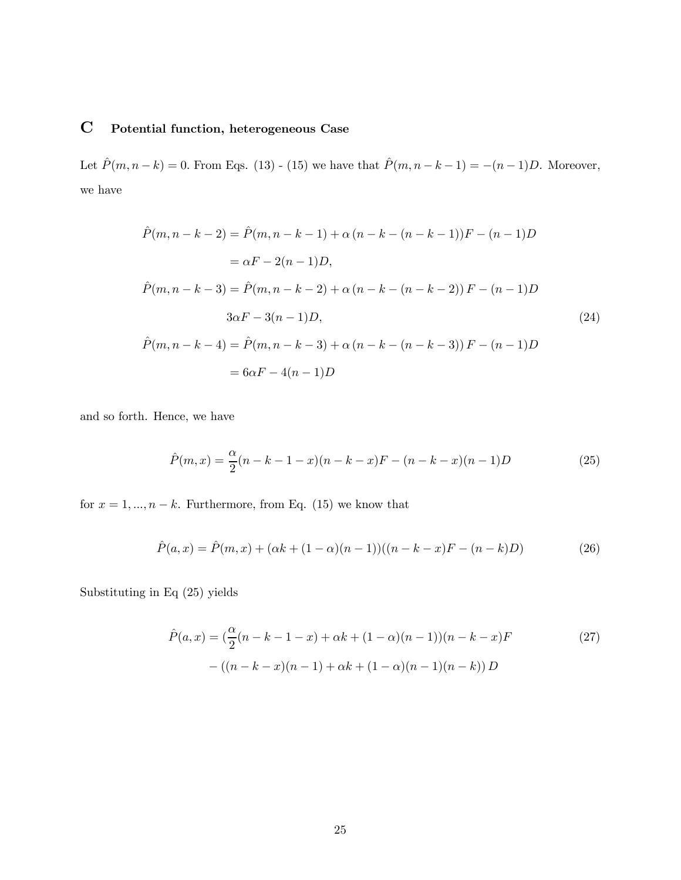# C Potential function, heterogeneous Case

Let $\hat{P}(m, n-k) = 0$. From Eqs. (13) - (15) we have that $\hat{P}(m, n-k-1) = -(n-1)D$. Moreover, we have

$$
\begin{aligned}
\hat{P}(m, n-k-2) &= \hat{P}(m, n-k-1) + \alpha\,(n-k-(n-k-1))F - (n-1)D \\
&= \alpha F - 2(n-1)D, \\
\hat{P}(m, n-k-3) &= \hat{P}(m, n-k-2) + \alpha\,(n-k-(n-k-2))\,F - (n-1)D \\
&3\alpha F - 3(n-1)D, \\
\hat{P}(m, n-k-4) &= \hat{P}(m, n-k-3) + \alpha\,(n-k-(n-k-3))\,F - (n-1)D \\
&= 6\alpha F - 4(n-1)D
\end{aligned}
\tag{24}
$$

and so forth. Hence, we have

$$
\hat{P}(m, x) = \frac{\alpha}{2}(n-k-1-x)(n-k-x)F - (n-k-x)(n-1)D \tag{25}
$$

for $x = 1, ..., n-k$. Furthermore, from Eq. (15) we know that

$$
\hat{P}(a, x) = \hat{P}(m, x) + (\alpha k + (1-\alpha)(n-1))((n-k-x)F - (n-k)D) \tag{26}
$$

Substituting in Eq (25) yields

$$
\begin{aligned}
\hat{P}(a, x) = &(\frac{\alpha}{2}(n-k-1-x) + \alpha k + (1-\alpha)(n-1))(n-k-x)F \\
&- ((n-k-x)(n-1) + \alpha k + (1-\alpha)(n-1)(n-k))\,D
\end{aligned}
\tag{27}
$$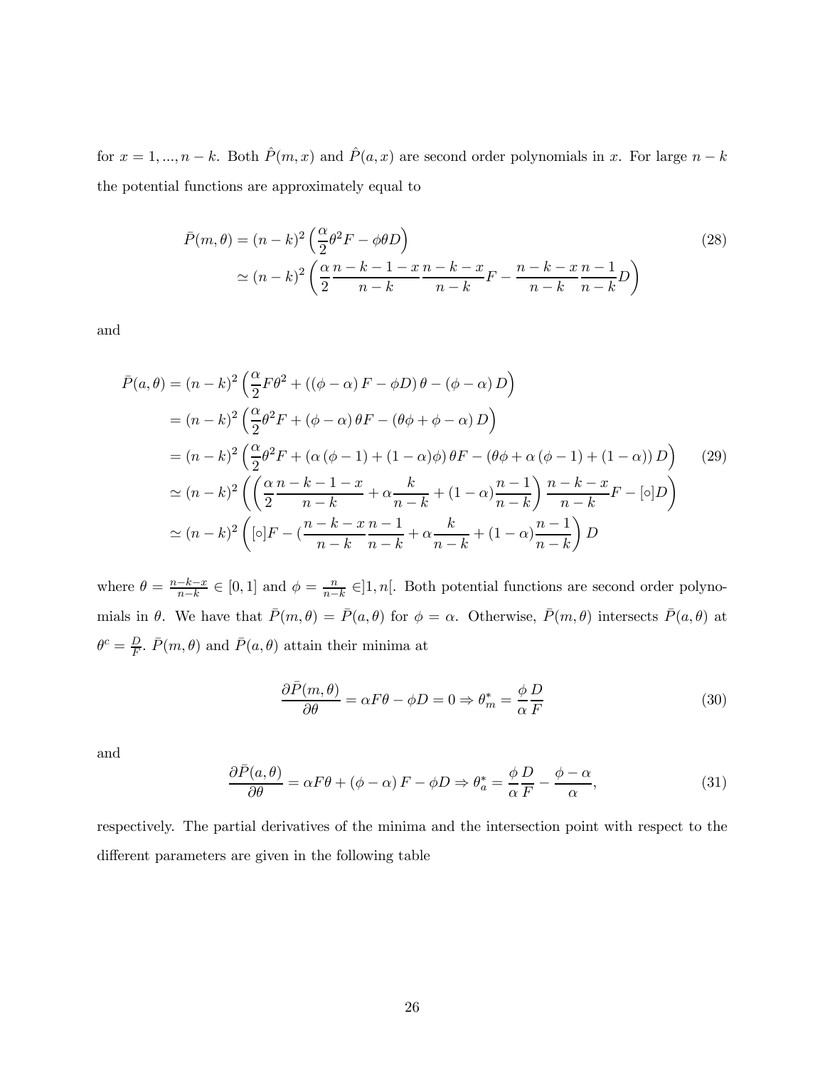for $x = 1, ..., n-k$. Both $\hat{P}(m,x)$ and $\hat{P}(a,x)$ are second order polynomials in $x$. For large $n-k$ the potential functions are approximately equal to

$$
\begin{aligned}
\bar{P}(m,\theta) &= (n-k)^2 \left( \frac{\alpha}{2}\theta^2 F - \phi\theta D \right) \\
&\simeq (n-k)^2 \left( \frac{\alpha}{2} \frac{n-k-1-x}{n-k} \frac{n-k-x}{n-k} F - \frac{n-k-x}{n-k} \frac{n-1}{n-k} D \right)
\end{aligned}
\tag{28}
$$

and

$$
\begin{aligned}
\bar{P}(a,\theta) &= (n-k)^2 \left( \frac{\alpha}{2} F\theta^2 + \left( \left(\phi - \alpha\right) F - \phi D \right) \theta - \left(\phi - \alpha\right) D \right) \\
&= (n-k)^2 \left( \frac{\alpha}{2}\theta^2 F + \left(\phi - \alpha\right) \theta F - \left(\theta\phi + \phi - \alpha\right) D \right) \\
&= (n-k)^2 \left( \frac{\alpha}{2}\theta^2 F + \left(\alpha\left(\phi - 1\right) + (1-\alpha)\phi\right) \theta F - \left(\theta\phi + \alpha\left(\phi - 1\right) + (1-\alpha)\right) D \right) \\
&\simeq (n-k)^2 \left( \left( \frac{\alpha}{2} \frac{n-k-1-x}{n-k} + \alpha \frac{k}{n-k} + (1-\alpha) \frac{n-1}{n-k} \right) \frac{n-k-x}{n-k} F - [\circ] D \right) \\
&\simeq (n-k)^2 \left( [\circ] F - \left( \frac{n-k-x}{n-k} \frac{n-1}{n-k} + \alpha \frac{k}{n-k} + (1-\alpha) \frac{n-1}{n-k} \right) D \right)
\end{aligned}
\tag{29}
$$

where $\theta = \frac{n-k-x}{n-k} \in [0,1]$ and $\phi = \frac{n}{n-k} \in ]1,n[$. Both potential functions are second order polynomials in $\theta$. We have that $\bar{P}(m,\theta) = \bar{P}(a,\theta)$ for $\phi = \alpha$. Otherwise, $\bar{P}(m,\theta)$ intersects $\bar{P}(a,\theta)$ at $\theta^c = \frac{D}{F}$. $\bar{P}(m,\theta)$ and $\bar{P}(a,\theta)$ attain their minima at

$$
\frac{\partial \bar{P}(m,\theta)}{\partial \theta} = \alpha F \theta - \phi D = 0 \Rightarrow \theta_m^* = \frac{\phi}{\alpha} \frac{D}{F}
\tag{30}
$$

and

$$
\frac{\partial \bar{P}(a,\theta)}{\partial \theta} = \alpha F \theta + \left(\phi - \alpha\right) F - \phi D \Rightarrow \theta_a^* = \frac{\phi}{\alpha} \frac{D}{F} - \frac{\phi - \alpha}{\alpha},
\tag{31}
$$

respectively. The partial derivatives of the minima and the intersection point with respect to the different parameters are given in the following table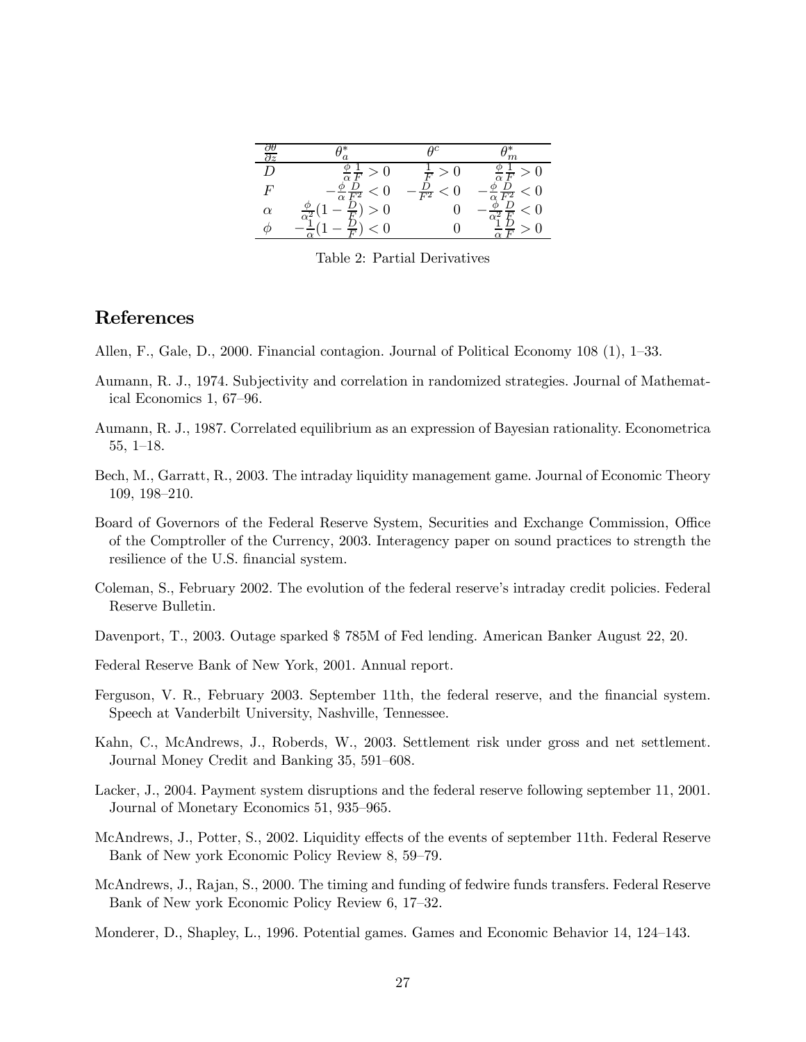| $\frac{\partial \theta}{\partial z}$ | $\theta_a^*$ | $\theta^c$ | $\theta_m^*$ |
|---|---|---|---|
| $D$ | $\frac{\phi}{\alpha}\frac{1}{F} > 0$ | $\frac{1}{F} > 0$ | $\frac{\phi}{\alpha}\frac{1}{F} > 0$ |
| $F$ | $-\frac{\phi}{\alpha}\frac{D}{F^2} < 0$ | $-\frac{D}{F^2} < 0$ | $-\frac{\phi}{\alpha}\frac{D}{F^2} < 0$ |
| $\alpha$ | $\frac{\phi}{\alpha^2}(1 - \frac{D}{F}) > 0$ | $0$ | $-\frac{\phi}{\alpha^2}\frac{D}{F} < 0$ |
| $\phi$ | $-\frac{1}{\alpha}(1 - \frac{D}{F}) < 0$ | $0$ | $\frac{1}{\alpha}\frac{D}{F} > 0$ |

Table 2: Partial Derivatives

## References

Allen, F., Gale, D., 2000. Financial contagion. Journal of Political Economy 108 (1), 1–33.

Aumann, R. J., 1974. Subjectivity and correlation in randomized strategies. Journal of Mathematical Economics 1, 67–96.

Aumann, R. J., 1987. Correlated equilibrium as an expression of Bayesian rationality. Econometrica 55, 1–18.

Bech, M., Garratt, R., 2003. The intraday liquidity management game. Journal of Economic Theory 109, 198–210.

Board of Governors of the Federal Reserve System, Securities and Exchange Commission, Office of the Comptroller of the Currency, 2003. Interagency paper on sound practices to strength the resilience of the U.S. financial system.

Coleman, S., February 2002. The evolution of the federal reserve's intraday credit policies. Federal Reserve Bulletin.

Davenport, T., 2003. Outage sparked $ 785M of Fed lending. American Banker August 22, 20.

Federal Reserve Bank of New York, 2001. Annual report.

Ferguson, V. R., February 2003. September 11th, the federal reserve, and the financial system. Speech at Vanderbilt University, Nashville, Tennessee.

Kahn, C., McAndrews, J., Roberds, W., 2003. Settlement risk under gross and net settlement. Journal Money Credit and Banking 35, 591–608.

Lacker, J., 2004. Payment system disruptions and the federal reserve following september 11, 2001. Journal of Monetary Economics 51, 935–965.

McAndrews, J., Potter, S., 2002. Liquidity effects of the events of september 11th. Federal Reserve Bank of New york Economic Policy Review 8, 59–79.

McAndrews, J., Rajan, S., 2000. The timing and funding of fedwire funds transfers. Federal Reserve Bank of New york Economic Policy Review 6, 17–32.

Monderer, D., Shapley, L., 1996. Potential games. Games and Economic Behavior 14, 124–143.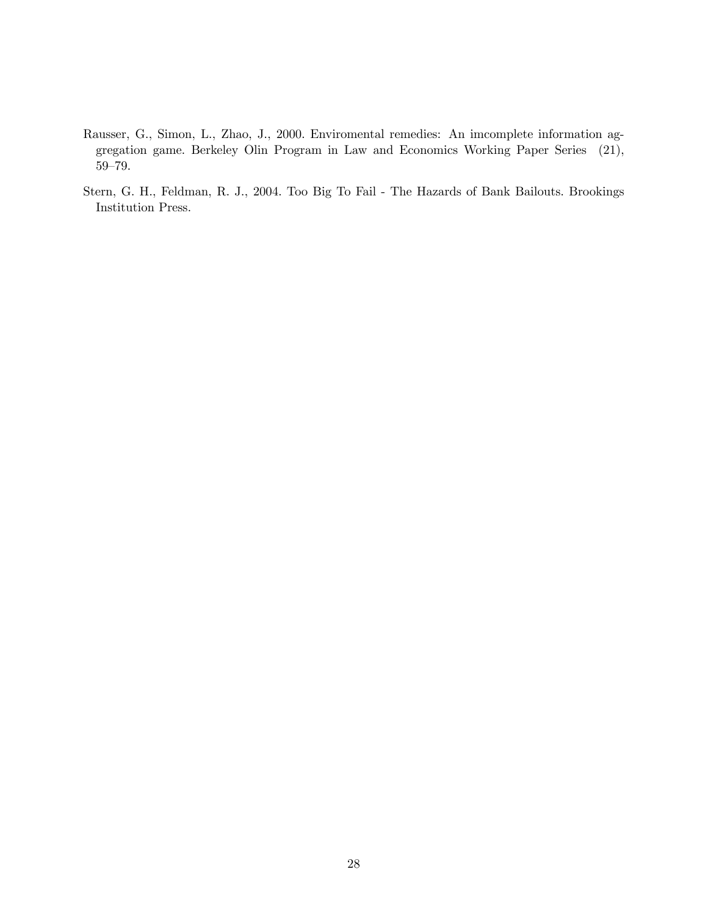Rausser, G., Simon, L., Zhao, J., 2000. Enviromental remedies: An imcomplete information aggregation game. Berkeley Olin Program in Law and Economics Working Paper Series (21), 59–79.

Stern, G. H., Feldman, R. J., 2004. Too Big To Fail - The Hazards of Bank Bailouts. Brookings Institution Press.